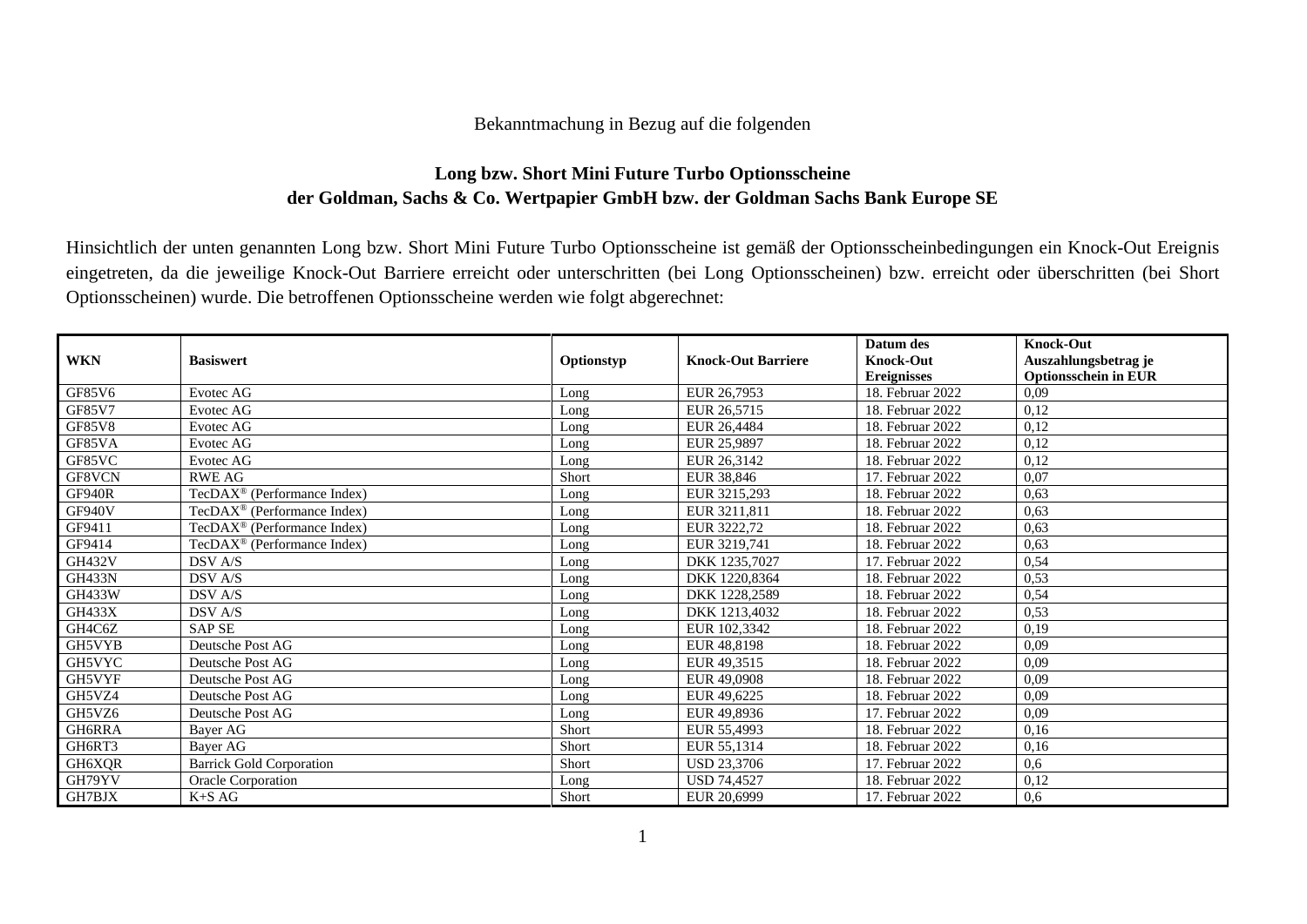Bekanntmachung in Bezug auf die folgenden

## Long bzw. Short Mini Future Turbo Optionsscheine der Goldman, Sachs & Co. Wertpapier GmbH bzw. der Goldman Sachs Bank Europe SE

Hinsichtlich der unten genannten Long bzw. Short Mini Future Turbo Optionsscheine ist gemäß der Optionsscheinbedingungen ein Knock-Out Ereignis eingetreten, da die jeweilige Knock-Out Barriere erreicht oder unterschritten (bei Long Optionsscheinen) bzw. erreicht oder überschritten (bei Short Optionsscheinen) wurde. Die betroffenen Optionsscheine werden wie folgt abgerechnet:

| WKN | Basiswert | Optionstyp | Knock-Out Barriere | Datum des Knock-Out Ereignisses | Knock-Out Auszahlungsbetrag je Optionsschein in EUR |
|---|---|---|---|---|---|
| GF85V6 | Evotec AG | Long | EUR 26,7953 | 18. Februar 2022 | 0,09 |
| GF85V7 | Evotec AG | Long | EUR 26,5715 | 18. Februar 2022 | 0,12 |
| GF85V8 | Evotec AG | Long | EUR 26,4484 | 18. Februar 2022 | 0,12 |
| GF85VA | Evotec AG | Long | EUR 25,9897 | 18. Februar 2022 | 0,12 |
| GF85VC | Evotec AG | Long | EUR 26,3142 | 18. Februar 2022 | 0,12 |
| GF8VCN | RWE AG | Short | EUR 38,846 | 17. Februar 2022 | 0,07 |
| GF940R | TecDAX® (Performance Index) | Long | EUR 3215,293 | 18. Februar 2022 | 0,63 |
| GF940V | TecDAX® (Performance Index) | Long | EUR 3211,811 | 18. Februar 2022 | 0,63 |
| GF9411 | TecDAX® (Performance Index) | Long | EUR 3222,72 | 18. Februar 2022 | 0,63 |
| GF9414 | TecDAX® (Performance Index) | Long | EUR 3219,741 | 18. Februar 2022 | 0,63 |
| GH432V | DSV A/S | Long | DKK 1235,7027 | 17. Februar 2022 | 0,54 |
| GH433N | DSV A/S | Long | DKK 1220,8364 | 18. Februar 2022 | 0,53 |
| GH433W | DSV A/S | Long | DKK 1228,2589 | 18. Februar 2022 | 0,54 |
| GH433X | DSV A/S | Long | DKK 1213,4032 | 18. Februar 2022 | 0,53 |
| GH4C6Z | SAP SE | Long | EUR 102,3342 | 18. Februar 2022 | 0,19 |
| GH5VYB | Deutsche Post AG | Long | EUR 48,8198 | 18. Februar 2022 | 0,09 |
| GH5VYC | Deutsche Post AG | Long | EUR 49,3515 | 18. Februar 2022 | 0,09 |
| GH5VYF | Deutsche Post AG | Long | EUR 49,0908 | 18. Februar 2022 | 0,09 |
| GH5VZ4 | Deutsche Post AG | Long | EUR 49,6225 | 18. Februar 2022 | 0,09 |
| GH5VZ6 | Deutsche Post AG | Long | EUR 49,8936 | 17. Februar 2022 | 0,09 |
| GH6RRA | Bayer AG | Short | EUR 55,4993 | 18. Februar 2022 | 0,16 |
| GH6RT3 | Bayer AG | Short | EUR 55,1314 | 18. Februar 2022 | 0,16 |
| GH6XQR | Barrick Gold Corporation | Short | USD 23,3706 | 17. Februar 2022 | 0,6 |
| GH79YV | Oracle Corporation | Long | USD 74,4527 | 18. Februar 2022 | 0,12 |
| GH7BJX | K+S AG | Short | EUR 20,6999 | 17. Februar 2022 | 0,6 |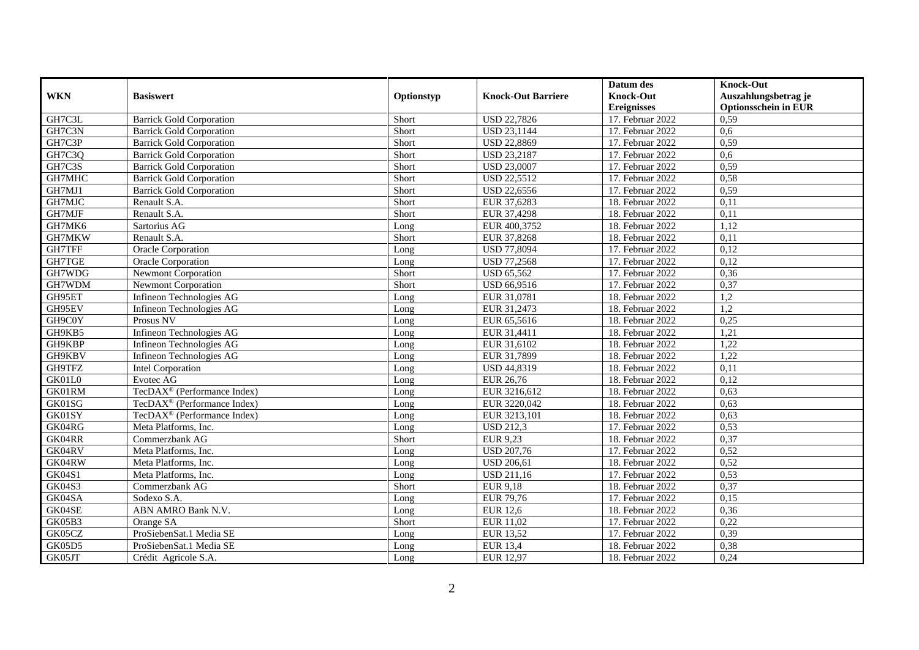| WKN | Basiswert | Optionstyp | Knock-Out Barriere | Datum des Knock-Out Ereignisses | Knock-Out Auszahlungsbetrag je Optionsschein in EUR |
|---|---|---|---|---|---|
| GH7C3L | Barrick Gold Corporation | Short | USD 22,7826 | 17. Februar 2022 | 0,59 |
| GH7C3N | Barrick Gold Corporation | Short | USD 23,1144 | 17. Februar 2022 | 0,6 |
| GH7C3P | Barrick Gold Corporation | Short | USD 22,8869 | 17. Februar 2022 | 0,59 |
| GH7C3Q | Barrick Gold Corporation | Short | USD 23,2187 | 17. Februar 2022 | 0,6 |
| GH7C3S | Barrick Gold Corporation | Short | USD 23,0007 | 17. Februar 2022 | 0,59 |
| GH7MHC | Barrick Gold Corporation | Short | USD 22,5512 | 17. Februar 2022 | 0,58 |
| GH7MJ1 | Barrick Gold Corporation | Short | USD 22,6556 | 17. Februar 2022 | 0,59 |
| GH7MJC | Renault S.A. | Short | EUR 37,6283 | 18. Februar 2022 | 0,11 |
| GH7MJF | Renault S.A. | Short | EUR 37,4298 | 18. Februar 2022 | 0,11 |
| GH7MK6 | Sartorius AG | Long | EUR 400,3752 | 18. Februar 2022 | 1,12 |
| GH7MKW | Renault S.A. | Short | EUR 37,8268 | 18. Februar 2022 | 0,11 |
| GH7TFF | Oracle Corporation | Long | USD 77,8094 | 17. Februar 2022 | 0,12 |
| GH7TGE | Oracle Corporation | Long | USD 77,2568 | 17. Februar 2022 | 0,12 |
| GH7WDG | Newmont Corporation | Short | USD 65,562 | 17. Februar 2022 | 0,36 |
| GH7WDM | Newmont Corporation | Short | USD 66,9516 | 17. Februar 2022 | 0,37 |
| GH95ET | Infineon Technologies AG | Long | EUR 31,0781 | 18. Februar 2022 | 1,2 |
| GH95EV | Infineon Technologies AG | Long | EUR 31,2473 | 18. Februar 2022 | 1,2 |
| GH9C0Y | Prosus NV | Long | EUR 65,5616 | 18. Februar 2022 | 0,25 |
| GH9KB5 | Infineon Technologies AG | Long | EUR 31,4411 | 18. Februar 2022 | 1,21 |
| GH9KBP | Infineon Technologies AG | Long | EUR 31,6102 | 18. Februar 2022 | 1,22 |
| GH9KBV | Infineon Technologies AG | Long | EUR 31,7899 | 18. Februar 2022 | 1,22 |
| GH9TFZ | Intel Corporation | Long | USD 44,8319 | 18. Februar 2022 | 0,11 |
| GK01L0 | Evotec AG | Long | EUR 26,76 | 18. Februar 2022 | 0,12 |
| GK01RM | TecDAX® (Performance Index) | Long | EUR 3216,612 | 18. Februar 2022 | 0,63 |
| GK01SG | TecDAX® (Performance Index) | Long | EUR 3220,042 | 18. Februar 2022 | 0,63 |
| GK01SY | TecDAX® (Performance Index) | Long | EUR 3213,101 | 18. Februar 2022 | 0,63 |
| GK04RG | Meta Platforms, Inc. | Long | USD 212,3 | 17. Februar 2022 | 0,53 |
| GK04RR | Commerzbank AG | Short | EUR 9,23 | 18. Februar 2022 | 0,37 |
| GK04RV | Meta Platforms, Inc. | Long | USD 207,76 | 17. Februar 2022 | 0,52 |
| GK04RW | Meta Platforms, Inc. | Long | USD 206,61 | 18. Februar 2022 | 0,52 |
| GK04S1 | Meta Platforms, Inc. | Long | USD 211,16 | 17. Februar 2022 | 0,53 |
| GK04S3 | Commerzbank AG | Short | EUR 9,18 | 18. Februar 2022 | 0,37 |
| GK04SA | Sodexo S.A. | Long | EUR 79,76 | 17. Februar 2022 | 0,15 |
| GK04SE | ABN AMRO Bank N.V. | Long | EUR 12,6 | 18. Februar 2022 | 0,36 |
| GK05B3 | Orange SA | Short | EUR 11,02 | 17. Februar 2022 | 0,22 |
| GK05CZ | ProSiebenSat.1 Media SE | Long | EUR 13,52 | 17. Februar 2022 | 0,39 |
| GK05D5 | ProSiebenSat.1 Media SE | Long | EUR 13,4 | 18. Februar 2022 | 0,38 |
| GK05JT | Crédit Agricole S.A. | Long | EUR 12,97 | 18. Februar 2022 | 0,24 |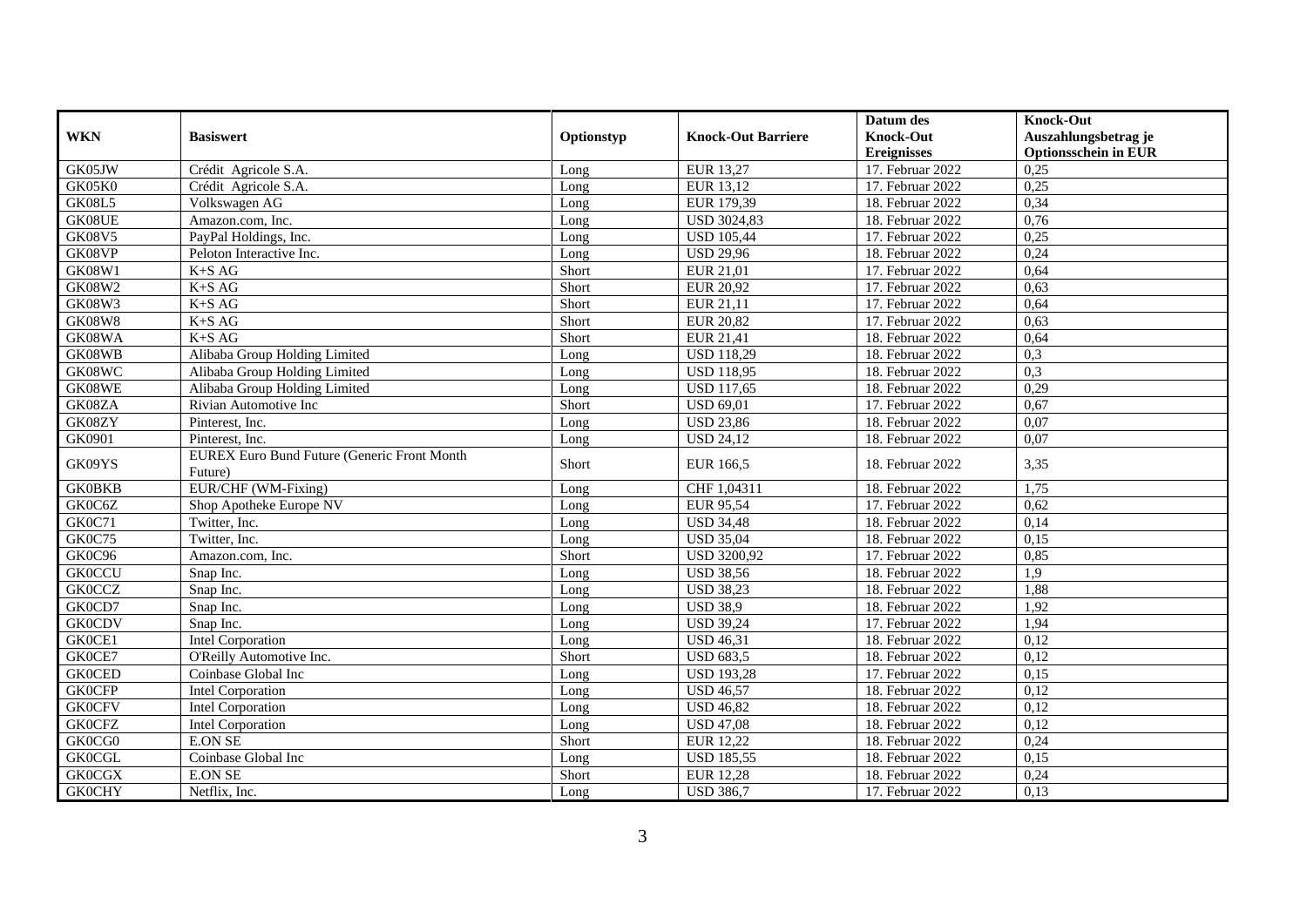| WKN | Basiswert | Optionstyp | Knock-Out Barriere | Datum des Knock-Out Ereignisses | Knock-Out Auszahlungsbetrag je Optionsschein in EUR |
|---|---|---|---|---|---|
| GK05JW | Crédit Agricole S.A. | Long | EUR 13,27 | 17. Februar 2022 | 0,25 |
| GK05K0 | Crédit Agricole S.A. | Long | EUR 13,12 | 17. Februar 2022 | 0,25 |
| GK08L5 | Volkswagen AG | Long | EUR 179,39 | 18. Februar 2022 | 0,34 |
| GK08UE | Amazon.com, Inc. | Long | USD 3024,83 | 18. Februar 2022 | 0,76 |
| GK08V5 | PayPal Holdings, Inc. | Long | USD 105,44 | 17. Februar 2022 | 0,25 |
| GK08VP | Peloton Interactive Inc. | Long | USD 29,96 | 18. Februar 2022 | 0,24 |
| GK08W1 | K+S AG | Short | EUR 21,01 | 17. Februar 2022 | 0,64 |
| GK08W2 | K+S AG | Short | EUR 20,92 | 17. Februar 2022 | 0,63 |
| GK08W3 | K+S AG | Short | EUR 21,11 | 17. Februar 2022 | 0,64 |
| GK08W8 | K+S AG | Short | EUR 20,82 | 17. Februar 2022 | 0,63 |
| GK08WA | K+S AG | Short | EUR 21,41 | 18. Februar 2022 | 0,64 |
| GK08WB | Alibaba Group Holding Limited | Long | USD 118,29 | 18. Februar 2022 | 0,3 |
| GK08WC | Alibaba Group Holding Limited | Long | USD 118,95 | 18. Februar 2022 | 0,3 |
| GK08WE | Alibaba Group Holding Limited | Long | USD 117,65 | 18. Februar 2022 | 0,29 |
| GK08ZA | Rivian Automotive Inc | Short | USD 69,01 | 17. Februar 2022 | 0,67 |
| GK08ZY | Pinterest, Inc. | Long | USD 23,86 | 18. Februar 2022 | 0,07 |
| GK0901 | Pinterest, Inc. | Long | USD 24,12 | 18. Februar 2022 | 0,07 |
| GK09YS | EUREX Euro Bund Future (Generic Front Month Future) | Short | EUR 166,5 | 18. Februar 2022 | 3,35 |
| GK0BKB | EUR/CHF (WM-Fixing) | Long | CHF 1,04311 | 18. Februar 2022 | 1,75 |
| GK0C6Z | Shop Apotheke Europe NV | Long | EUR 95,54 | 17. Februar 2022 | 0,62 |
| GK0C71 | Twitter, Inc. | Long | USD 34,48 | 18. Februar 2022 | 0,14 |
| GK0C75 | Twitter, Inc. | Long | USD 35,04 | 18. Februar 2022 | 0,15 |
| GK0C96 | Amazon.com, Inc. | Short | USD 3200,92 | 17. Februar 2022 | 0,85 |
| GK0CCU | Snap Inc. | Long | USD 38,56 | 18. Februar 2022 | 1,9 |
| GK0CCZ | Snap Inc. | Long | USD 38,23 | 18. Februar 2022 | 1,88 |
| GK0CD7 | Snap Inc. | Long | USD 38,9 | 18. Februar 2022 | 1,92 |
| GK0CDV | Snap Inc. | Long | USD 39,24 | 17. Februar 2022 | 1,94 |
| GK0CE1 | Intel Corporation | Long | USD 46,31 | 18. Februar 2022 | 0,12 |
| GK0CE7 | O'Reilly Automotive Inc. | Short | USD 683,5 | 18. Februar 2022 | 0,12 |
| GK0CED | Coinbase Global Inc | Long | USD 193,28 | 17. Februar 2022 | 0,15 |
| GK0CFP | Intel Corporation | Long | USD 46,57 | 18. Februar 2022 | 0,12 |
| GK0CFV | Intel Corporation | Long | USD 46,82 | 18. Februar 2022 | 0,12 |
| GK0CFZ | Intel Corporation | Long | USD 47,08 | 18. Februar 2022 | 0,12 |
| GK0CG0 | E.ON SE | Short | EUR 12,22 | 18. Februar 2022 | 0,24 |
| GK0CGL | Coinbase Global Inc | Long | USD 185,55 | 18. Februar 2022 | 0,15 |
| GK0CGX | E.ON SE | Short | EUR 12,28 | 18. Februar 2022 | 0,24 |
| GK0CHY | Netflix, Inc. | Long | USD 386,7 | 17. Februar 2022 | 0,13 |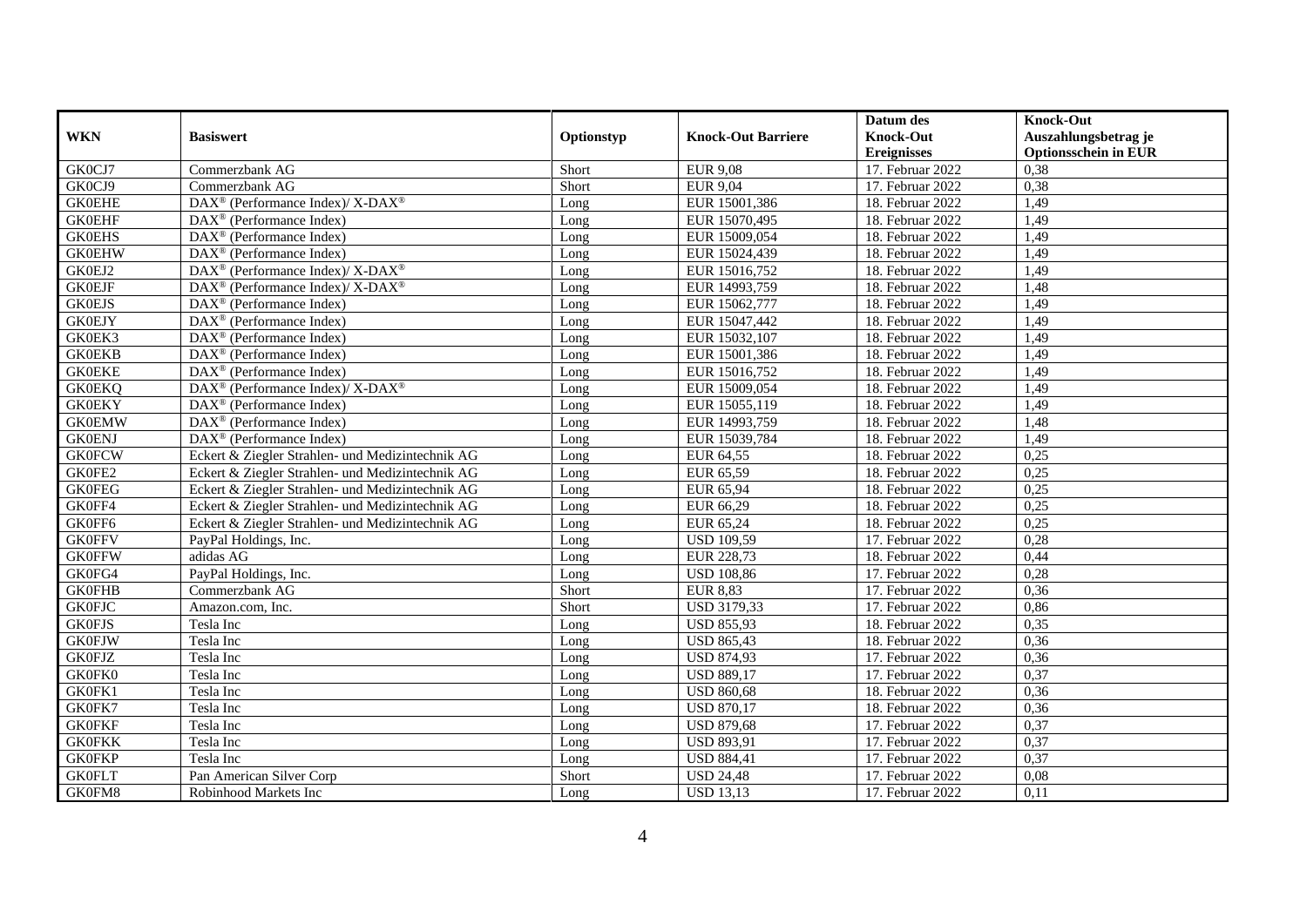| WKN | Basiswert | Optionstyp | Knock-Out Barriere | Datum des Knock-Out Ereignisses | Knock-Out Auszahlungsbetrag je Optionsschein in EUR |
|---|---|---|---|---|---|
| GK0CJ7 | Commerzbank AG | Short | EUR 9,08 | 17. Februar 2022 | 0,38 |
| GK0CJ9 | Commerzbank AG | Short | EUR 9,04 | 17. Februar 2022 | 0,38 |
| GK0EHE | DAX® (Performance Index)/ X-DAX® | Long | EUR 15001,386 | 18. Februar 2022 | 1,49 |
| GK0EHF | DAX® (Performance Index) | Long | EUR 15070,495 | 18. Februar 2022 | 1,49 |
| GK0EHS | DAX® (Performance Index) | Long | EUR 15009,054 | 18. Februar 2022 | 1,49 |
| GK0EHW | DAX® (Performance Index) | Long | EUR 15024,439 | 18. Februar 2022 | 1,49 |
| GK0EJ2 | DAX® (Performance Index)/ X-DAX® | Long | EUR 15016,752 | 18. Februar 2022 | 1,49 |
| GK0EJF | DAX® (Performance Index)/ X-DAX® | Long | EUR 14993,759 | 18. Februar 2022 | 1,48 |
| GK0EJS | DAX® (Performance Index) | Long | EUR 15062,777 | 18. Februar 2022 | 1,49 |
| GK0EJY | DAX® (Performance Index) | Long | EUR 15047,442 | 18. Februar 2022 | 1,49 |
| GK0EK3 | DAX® (Performance Index) | Long | EUR 15032,107 | 18. Februar 2022 | 1,49 |
| GK0EKB | DAX® (Performance Index) | Long | EUR 15001,386 | 18. Februar 2022 | 1,49 |
| GK0EKE | DAX® (Performance Index) | Long | EUR 15016,752 | 18. Februar 2022 | 1,49 |
| GK0EKQ | DAX® (Performance Index)/ X-DAX® | Long | EUR 15009,054 | 18. Februar 2022 | 1,49 |
| GK0EKY | DAX® (Performance Index) | Long | EUR 15055,119 | 18. Februar 2022 | 1,49 |
| GK0EMW | DAX® (Performance Index) | Long | EUR 14993,759 | 18. Februar 2022 | 1,48 |
| GK0ENJ | DAX® (Performance Index) | Long | EUR 15039,784 | 18. Februar 2022 | 1,49 |
| GK0FCW | Eckert & Ziegler Strahlen- und Medizintechnik AG | Long | EUR 64,55 | 18. Februar 2022 | 0,25 |
| GK0FE2 | Eckert & Ziegler Strahlen- und Medizintechnik AG | Long | EUR 65,59 | 18. Februar 2022 | 0,25 |
| GK0FEG | Eckert & Ziegler Strahlen- und Medizintechnik AG | Long | EUR 65,94 | 18. Februar 2022 | 0,25 |
| GK0FF4 | Eckert & Ziegler Strahlen- und Medizintechnik AG | Long | EUR 66,29 | 18. Februar 2022 | 0,25 |
| GK0FF6 | Eckert & Ziegler Strahlen- und Medizintechnik AG | Long | EUR 65,24 | 18. Februar 2022 | 0,25 |
| GK0FFV | PayPal Holdings, Inc. | Long | USD 109,59 | 17. Februar 2022 | 0,28 |
| GK0FFW | adidas AG | Long | EUR 228,73 | 18. Februar 2022 | 0,44 |
| GK0FG4 | PayPal Holdings, Inc. | Long | USD 108,86 | 17. Februar 2022 | 0,28 |
| GK0FHB | Commerzbank AG | Short | EUR 8,83 | 17. Februar 2022 | 0,36 |
| GK0FJC | Amazon.com, Inc. | Short | USD 3179,33 | 17. Februar 2022 | 0,86 |
| GK0FJS | Tesla Inc | Long | USD 855,93 | 18. Februar 2022 | 0,35 |
| GK0FJW | Tesla Inc | Long | USD 865,43 | 18. Februar 2022 | 0,36 |
| GK0FJZ | Tesla Inc | Long | USD 874,93 | 17. Februar 2022 | 0,36 |
| GK0FK0 | Tesla Inc | Long | USD 889,17 | 17. Februar 2022 | 0,37 |
| GK0FK1 | Tesla Inc | Long | USD 860,68 | 18. Februar 2022 | 0,36 |
| GK0FK7 | Tesla Inc | Long | USD 870,17 | 18. Februar 2022 | 0,36 |
| GK0FKF | Tesla Inc | Long | USD 879,68 | 17. Februar 2022 | 0,37 |
| GK0FKK | Tesla Inc | Long | USD 893,91 | 17. Februar 2022 | 0,37 |
| GK0FKP | Tesla Inc | Long | USD 884,41 | 17. Februar 2022 | 0,37 |
| GK0FLT | Pan American Silver Corp | Short | USD 24,48 | 17. Februar 2022 | 0,08 |
| GK0FM8 | Robinhood Markets Inc | Long | USD 13,13 | 17. Februar 2022 | 0,11 |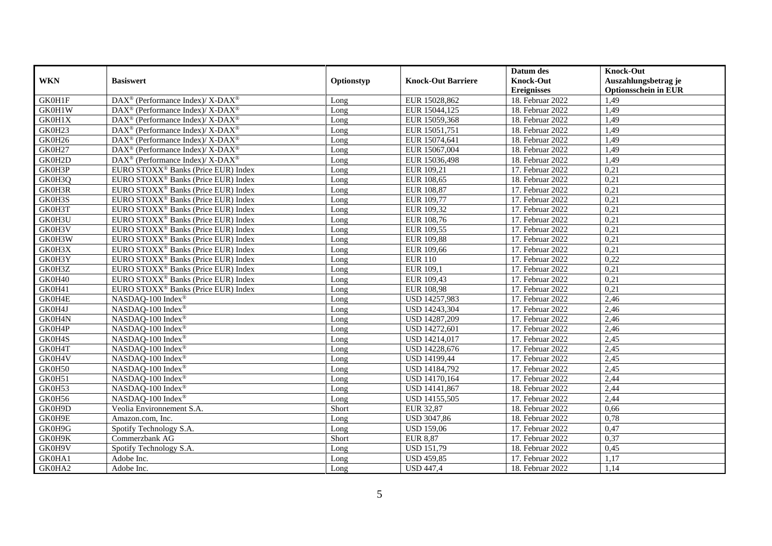| WKN | Basiswert | Optionstyp | Knock-Out Barriere | Datum des Knock-Out Ereignisses | Knock-Out Auszahlungsbetrag je Optionsschein in EUR |
|---|---|---|---|---|---|
| GK0H1F | DAX® (Performance Index)/ X-DAX® | Long | EUR 15028,862 | 18. Februar 2022 | 1,49 |
| GK0H1W | DAX® (Performance Index)/ X-DAX® | Long | EUR 15044,125 | 18. Februar 2022 | 1,49 |
| GK0H1X | DAX® (Performance Index)/ X-DAX® | Long | EUR 15059,368 | 18. Februar 2022 | 1,49 |
| GK0H23 | DAX® (Performance Index)/ X-DAX® | Long | EUR 15051,751 | 18. Februar 2022 | 1,49 |
| GK0H26 | DAX® (Performance Index)/ X-DAX® | Long | EUR 15074,641 | 18. Februar 2022 | 1,49 |
| GK0H27 | DAX® (Performance Index)/ X-DAX® | Long | EUR 15067,004 | 18. Februar 2022 | 1,49 |
| GK0H2D | DAX® (Performance Index)/ X-DAX® | Long | EUR 15036,498 | 18. Februar 2022 | 1,49 |
| GK0H3P | EURO STOXX® Banks (Price EUR) Index | Long | EUR 109,21 | 17. Februar 2022 | 0,21 |
| GK0H3Q | EURO STOXX® Banks (Price EUR) Index | Long | EUR 108,65 | 18. Februar 2022 | 0,21 |
| GK0H3R | EURO STOXX® Banks (Price EUR) Index | Long | EUR 108,87 | 17. Februar 2022 | 0,21 |
| GK0H3S | EURO STOXX® Banks (Price EUR) Index | Long | EUR 109,77 | 17. Februar 2022 | 0,21 |
| GK0H3T | EURO STOXX® Banks (Price EUR) Index | Long | EUR 109,32 | 17. Februar 2022 | 0,21 |
| GK0H3U | EURO STOXX® Banks (Price EUR) Index | Long | EUR 108,76 | 17. Februar 2022 | 0,21 |
| GK0H3V | EURO STOXX® Banks (Price EUR) Index | Long | EUR 109,55 | 17. Februar 2022 | 0,21 |
| GK0H3W | EURO STOXX® Banks (Price EUR) Index | Long | EUR 109,88 | 17. Februar 2022 | 0,21 |
| GK0H3X | EURO STOXX® Banks (Price EUR) Index | Long | EUR 109,66 | 17. Februar 2022 | 0,21 |
| GK0H3Y | EURO STOXX® Banks (Price EUR) Index | Long | EUR 110 | 17. Februar 2022 | 0,22 |
| GK0H3Z | EURO STOXX® Banks (Price EUR) Index | Long | EUR 109,1 | 17. Februar 2022 | 0,21 |
| GK0H40 | EURO STOXX® Banks (Price EUR) Index | Long | EUR 109,43 | 17. Februar 2022 | 0,21 |
| GK0H41 | EURO STOXX® Banks (Price EUR) Index | Long | EUR 108,98 | 17. Februar 2022 | 0,21 |
| GK0H4E | NASDAQ-100 Index® | Long | USD 14257,983 | 17. Februar 2022 | 2,46 |
| GK0H4J | NASDAQ-100 Index® | Long | USD 14243,304 | 17. Februar 2022 | 2,46 |
| GK0H4N | NASDAQ-100 Index® | Long | USD 14287,209 | 17. Februar 2022 | 2,46 |
| GK0H4P | NASDAQ-100 Index® | Long | USD 14272,601 | 17. Februar 2022 | 2,46 |
| GK0H4S | NASDAQ-100 Index® | Long | USD 14214,017 | 17. Februar 2022 | 2,45 |
| GK0H4T | NASDAQ-100 Index® | Long | USD 14228,676 | 17. Februar 2022 | 2,45 |
| GK0H4V | NASDAQ-100 Index® | Long | USD 14199,44 | 17. Februar 2022 | 2,45 |
| GK0H50 | NASDAQ-100 Index® | Long | USD 14184,792 | 17. Februar 2022 | 2,45 |
| GK0H51 | NASDAQ-100 Index® | Long | USD 14170,164 | 17. Februar 2022 | 2,44 |
| GK0H53 | NASDAQ-100 Index® | Long | USD 14141,867 | 18. Februar 2022 | 2,44 |
| GK0H56 | NASDAQ-100 Index® | Long | USD 14155,505 | 17. Februar 2022 | 2,44 |
| GK0H9D | Veolia Environnement S.A. | Short | EUR 32,87 | 18. Februar 2022 | 0,66 |
| GK0H9E | Amazon.com, Inc. | Long | USD 3047,86 | 18. Februar 2022 | 0,78 |
| GK0H9G | Spotify Technology S.A. | Long | USD 159,06 | 17. Februar 2022 | 0,47 |
| GK0H9K | Commerzbank AG | Short | EUR 8,87 | 17. Februar 2022 | 0,37 |
| GK0H9V | Spotify Technology S.A. | Long | USD 151,79 | 18. Februar 2022 | 0,45 |
| GK0HA1 | Adobe Inc. | Long | USD 459,85 | 17. Februar 2022 | 1,17 |
| GK0HA2 | Adobe Inc. | Long | USD 447,4 | 18. Februar 2022 | 1,14 |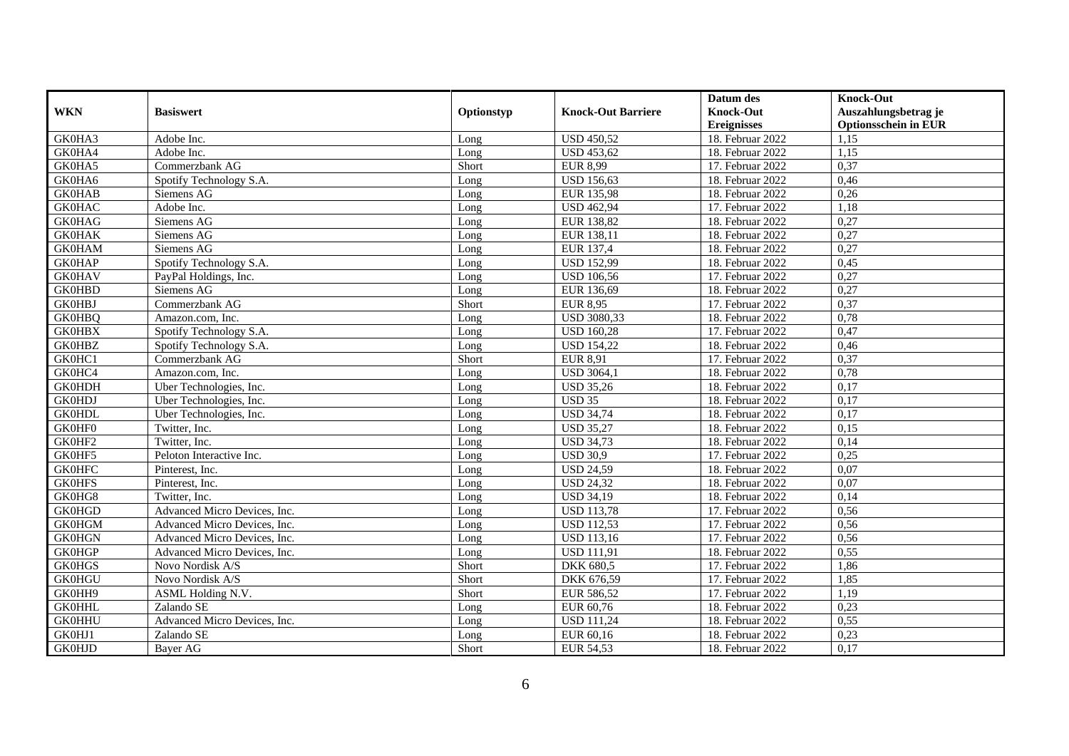| WKN | Basiswert | Optionstyp | Knock-Out Barriere | Datum des Knock-Out Ereignisses | Knock-Out Auszahlungsbetrag je Optionsschein in EUR |
|---|---|---|---|---|---|
| GK0HA3 | Adobe Inc. | Long | USD 450,52 | 18. Februar 2022 | 1,15 |
| GK0HA4 | Adobe Inc. | Long | USD 453,62 | 18. Februar 2022 | 1,15 |
| GK0HA5 | Commerzbank AG | Short | EUR 8,99 | 17. Februar 2022 | 0,37 |
| GK0HA6 | Spotify Technology S.A. | Long | USD 156,63 | 18. Februar 2022 | 0,46 |
| GK0HAB | Siemens AG | Long | EUR 135,98 | 18. Februar 2022 | 0,26 |
| GK0HAC | Adobe Inc. | Long | USD 462,94 | 17. Februar 2022 | 1,18 |
| GK0HAG | Siemens AG | Long | EUR 138,82 | 18. Februar 2022 | 0,27 |
| GK0HAK | Siemens AG | Long | EUR 138,11 | 18. Februar 2022 | 0,27 |
| GK0HAM | Siemens AG | Long | EUR 137,4 | 18. Februar 2022 | 0,27 |
| GK0HAP | Spotify Technology S.A. | Long | USD 152,99 | 18. Februar 2022 | 0,45 |
| GK0HAV | PayPal Holdings, Inc. | Long | USD 106,56 | 17. Februar 2022 | 0,27 |
| GK0HBD | Siemens AG | Long | EUR 136,69 | 18. Februar 2022 | 0,27 |
| GK0HBJ | Commerzbank AG | Short | EUR 8,95 | 17. Februar 2022 | 0,37 |
| GK0HBQ | Amazon.com, Inc. | Long | USD 3080,33 | 18. Februar 2022 | 0,78 |
| GK0HBX | Spotify Technology S.A. | Long | USD 160,28 | 17. Februar 2022 | 0,47 |
| GK0HBZ | Spotify Technology S.A. | Long | USD 154,22 | 18. Februar 2022 | 0,46 |
| GK0HC1 | Commerzbank AG | Short | EUR 8,91 | 17. Februar 2022 | 0,37 |
| GK0HC4 | Amazon.com, Inc. | Long | USD 3064,1 | 18. Februar 2022 | 0,78 |
| GK0HDH | Uber Technologies, Inc. | Long | USD 35,26 | 18. Februar 2022 | 0,17 |
| GK0HDJ | Uber Technologies, Inc. | Long | USD 35 | 18. Februar 2022 | 0,17 |
| GK0HDL | Uber Technologies, Inc. | Long | USD 34,74 | 18. Februar 2022 | 0,17 |
| GK0HF0 | Twitter, Inc. | Long | USD 35,27 | 18. Februar 2022 | 0,15 |
| GK0HF2 | Twitter, Inc. | Long | USD 34,73 | 18. Februar 2022 | 0,14 |
| GK0HF5 | Peloton Interactive Inc. | Long | USD 30,9 | 17. Februar 2022 | 0,25 |
| GK0HFC | Pinterest, Inc. | Long | USD 24,59 | 18. Februar 2022 | 0,07 |
| GK0HFS | Pinterest, Inc. | Long | USD 24,32 | 18. Februar 2022 | 0,07 |
| GK0HG8 | Twitter, Inc. | Long | USD 34,19 | 18. Februar 2022 | 0,14 |
| GK0HGD | Advanced Micro Devices, Inc. | Long | USD 113,78 | 17. Februar 2022 | 0,56 |
| GK0HGM | Advanced Micro Devices, Inc. | Long | USD 112,53 | 17. Februar 2022 | 0,56 |
| GK0HGN | Advanced Micro Devices, Inc. | Long | USD 113,16 | 17. Februar 2022 | 0,56 |
| GK0HGP | Advanced Micro Devices, Inc. | Long | USD 111,91 | 18. Februar 2022 | 0,55 |
| GK0HGS | Novo Nordisk A/S | Short | DKK 680,5 | 17. Februar 2022 | 1,86 |
| GK0HGU | Novo Nordisk A/S | Short | DKK 676,59 | 17. Februar 2022 | 1,85 |
| GK0HH9 | ASML Holding N.V. | Short | EUR 586,52 | 17. Februar 2022 | 1,19 |
| GK0HHL | Zalando SE | Long | EUR 60,76 | 18. Februar 2022 | 0,23 |
| GK0HHU | Advanced Micro Devices, Inc. | Long | USD 111,24 | 18. Februar 2022 | 0,55 |
| GK0HJ1 | Zalando SE | Long | EUR 60,16 | 18. Februar 2022 | 0,23 |
| GK0HJD | Bayer AG | Short | EUR 54,53 | 18. Februar 2022 | 0,17 |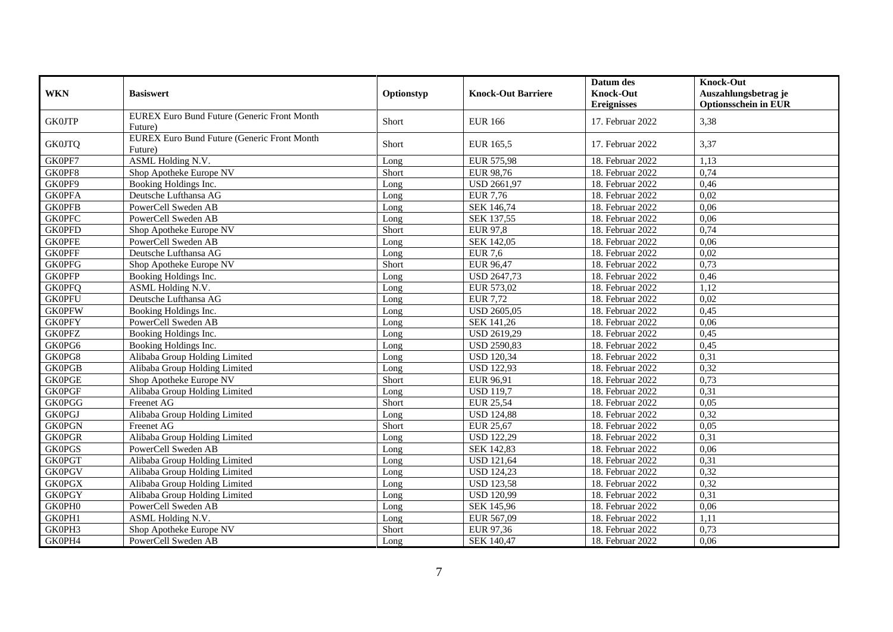| WKN | Basiswert | Optionstyp | Knock-Out Barriere | Datum des Knock-Out Ereignisses | Knock-Out Auszahlungsbetrag je Optionsschein in EUR |
|---|---|---|---|---|---|
| GK0JTP | EUREX Euro Bund Future (Generic Front Month Future) | Short | EUR 166 | 17. Februar 2022 | 3,38 |
| GK0JTQ | EUREX Euro Bund Future (Generic Front Month Future) | Short | EUR 165,5 | 17. Februar 2022 | 3,37 |
| GK0PF7 | ASML Holding N.V. | Long | EUR 575,98 | 18. Februar 2022 | 1,13 |
| GK0PF8 | Shop Apotheke Europe NV | Short | EUR 98,76 | 18. Februar 2022 | 0,74 |
| GK0PF9 | Booking Holdings Inc. | Long | USD 2661,97 | 18. Februar 2022 | 0,46 |
| GK0PFA | Deutsche Lufthansa AG | Long | EUR 7,76 | 18. Februar 2022 | 0,02 |
| GK0PFB | PowerCell Sweden AB | Long | SEK 146,74 | 18. Februar 2022 | 0,06 |
| GK0PFC | PowerCell Sweden AB | Long | SEK 137,55 | 18. Februar 2022 | 0,06 |
| GK0PFD | Shop Apotheke Europe NV | Short | EUR 97,8 | 18. Februar 2022 | 0,74 |
| GK0PFE | PowerCell Sweden AB | Long | SEK 142,05 | 18. Februar 2022 | 0,06 |
| GK0PFF | Deutsche Lufthansa AG | Long | EUR 7,6 | 18. Februar 2022 | 0,02 |
| GK0PFG | Shop Apotheke Europe NV | Short | EUR 96,47 | 18. Februar 2022 | 0,73 |
| GK0PFP | Booking Holdings Inc. | Long | USD 2647,73 | 18. Februar 2022 | 0,46 |
| GK0PFQ | ASML Holding N.V. | Long | EUR 573,02 | 18. Februar 2022 | 1,12 |
| GK0PFU | Deutsche Lufthansa AG | Long | EUR 7,72 | 18. Februar 2022 | 0,02 |
| GK0PFW | Booking Holdings Inc. | Long | USD 2605,05 | 18. Februar 2022 | 0,45 |
| GK0PFY | PowerCell Sweden AB | Long | SEK 141,26 | 18. Februar 2022 | 0,06 |
| GK0PFZ | Booking Holdings Inc. | Long | USD 2619,29 | 18. Februar 2022 | 0,45 |
| GK0PG6 | Booking Holdings Inc. | Long | USD 2590,83 | 18. Februar 2022 | 0,45 |
| GK0PG8 | Alibaba Group Holding Limited | Long | USD 120,34 | 18. Februar 2022 | 0,31 |
| GK0PGB | Alibaba Group Holding Limited | Long | USD 122,93 | 18. Februar 2022 | 0,32 |
| GK0PGE | Shop Apotheke Europe NV | Short | EUR 96,91 | 18. Februar 2022 | 0,73 |
| GK0PGF | Alibaba Group Holding Limited | Long | USD 119,7 | 18. Februar 2022 | 0,31 |
| GK0PGG | Freenet AG | Short | EUR 25,54 | 18. Februar 2022 | 0,05 |
| GK0PGJ | Alibaba Group Holding Limited | Long | USD 124,88 | 18. Februar 2022 | 0,32 |
| GK0PGN | Freenet AG | Short | EUR 25,67 | 18. Februar 2022 | 0,05 |
| GK0PGR | Alibaba Group Holding Limited | Long | USD 122,29 | 18. Februar 2022 | 0,31 |
| GK0PGS | PowerCell Sweden AB | Long | SEK 142,83 | 18. Februar 2022 | 0,06 |
| GK0PGT | Alibaba Group Holding Limited | Long | USD 121,64 | 18. Februar 2022 | 0,31 |
| GK0PGV | Alibaba Group Holding Limited | Long | USD 124,23 | 18. Februar 2022 | 0,32 |
| GK0PGX | Alibaba Group Holding Limited | Long | USD 123,58 | 18. Februar 2022 | 0,32 |
| GK0PGY | Alibaba Group Holding Limited | Long | USD 120,99 | 18. Februar 2022 | 0,31 |
| GK0PH0 | PowerCell Sweden AB | Long | SEK 145,96 | 18. Februar 2022 | 0,06 |
| GK0PH1 | ASML Holding N.V. | Long | EUR 567,09 | 18. Februar 2022 | 1,11 |
| GK0PH3 | Shop Apotheke Europe NV | Short | EUR 97,36 | 18. Februar 2022 | 0,73 |
| GK0PH4 | PowerCell Sweden AB | Long | SEK 140,47 | 18. Februar 2022 | 0,06 |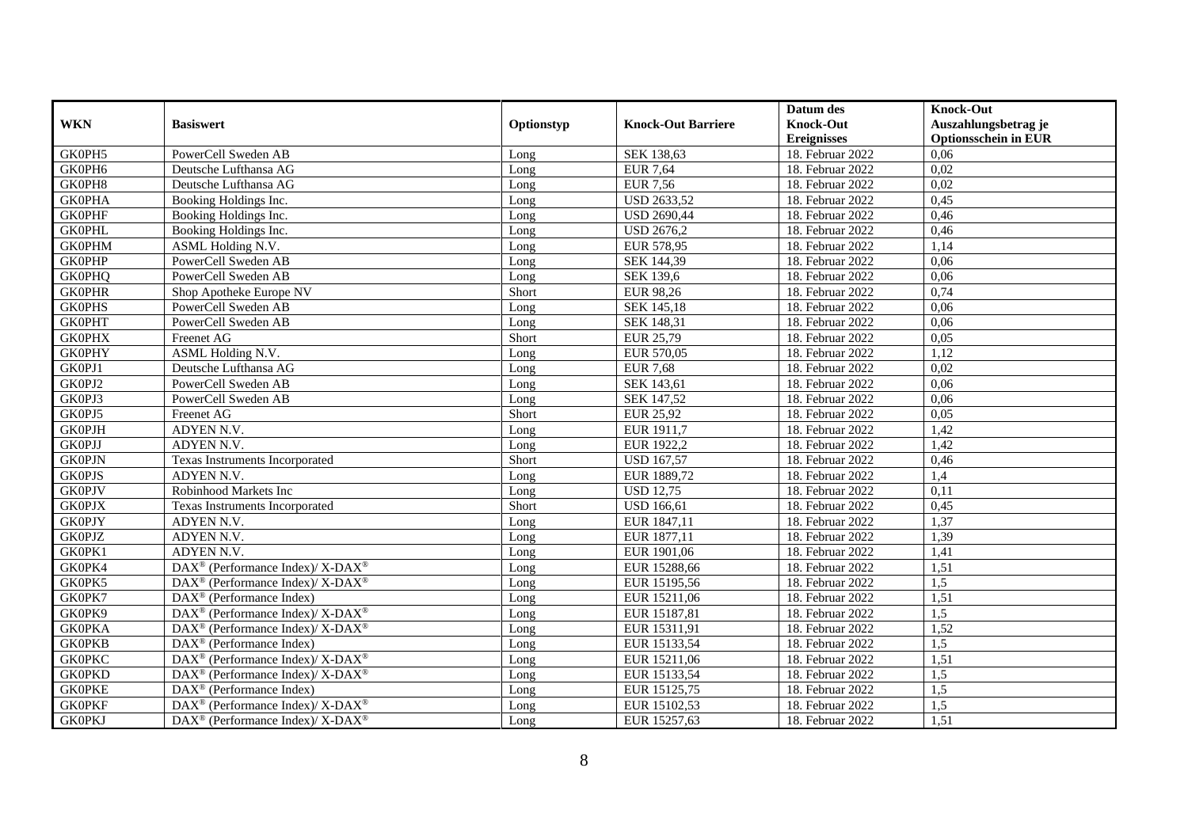| WKN | Basiswert | Optionstyp | Knock-Out Barriere | Datum des Knock-Out Ereignisses | Knock-Out Auszahlungsbetrag je Optionsschein in EUR |
|---|---|---|---|---|---|
| GK0PH5 | PowerCell Sweden AB | Long | SEK 138,63 | 18. Februar 2022 | 0,06 |
| GK0PH6 | Deutsche Lufthansa AG | Long | EUR 7,64 | 18. Februar 2022 | 0,02 |
| GK0PH8 | Deutsche Lufthansa AG | Long | EUR 7,56 | 18. Februar 2022 | 0,02 |
| GK0PHA | Booking Holdings Inc. | Long | USD 2633,52 | 18. Februar 2022 | 0,45 |
| GK0PHF | Booking Holdings Inc. | Long | USD 2690,44 | 18. Februar 2022 | 0,46 |
| GK0PHL | Booking Holdings Inc. | Long | USD 2676,2 | 18. Februar 2022 | 0,46 |
| GK0PHM | ASML Holding N.V. | Long | EUR 578,95 | 18. Februar 2022 | 1,14 |
| GK0PHP | PowerCell Sweden AB | Long | SEK 144,39 | 18. Februar 2022 | 0,06 |
| GK0PHQ | PowerCell Sweden AB | Long | SEK 139,6 | 18. Februar 2022 | 0,06 |
| GK0PHR | Shop Apotheke Europe NV | Short | EUR 98,26 | 18. Februar 2022 | 0,74 |
| GK0PHS | PowerCell Sweden AB | Long | SEK 145,18 | 18. Februar 2022 | 0,06 |
| GK0PHT | PowerCell Sweden AB | Long | SEK 148,31 | 18. Februar 2022 | 0,06 |
| GK0PHX | Freenet AG | Short | EUR 25,79 | 18. Februar 2022 | 0,05 |
| GK0PHY | ASML Holding N.V. | Long | EUR 570,05 | 18. Februar 2022 | 1,12 |
| GK0PJ1 | Deutsche Lufthansa AG | Long | EUR 7,68 | 18. Februar 2022 | 0,02 |
| GK0PJ2 | PowerCell Sweden AB | Long | SEK 143,61 | 18. Februar 2022 | 0,06 |
| GK0PJ3 | PowerCell Sweden AB | Long | SEK 147,52 | 18. Februar 2022 | 0,06 |
| GK0PJ5 | Freenet AG | Short | EUR 25,92 | 18. Februar 2022 | 0,05 |
| GK0PJH | ADYEN N.V. | Long | EUR 1911,7 | 18. Februar 2022 | 1,42 |
| GK0PJJ | ADYEN N.V. | Long | EUR 1922,2 | 18. Februar 2022 | 1,42 |
| GK0PJN | Texas Instruments Incorporated | Short | USD 167,57 | 18. Februar 2022 | 0,46 |
| GK0PJS | ADYEN N.V. | Long | EUR 1889,72 | 18. Februar 2022 | 1,4 |
| GK0PJV | Robinhood Markets Inc | Long | USD 12,75 | 18. Februar 2022 | 0,11 |
| GK0PJX | Texas Instruments Incorporated | Short | USD 166,61 | 18. Februar 2022 | 0,45 |
| GK0PJY | ADYEN N.V. | Long | EUR 1847,11 | 18. Februar 2022 | 1,37 |
| GK0PJZ | ADYEN N.V. | Long | EUR 1877,11 | 18. Februar 2022 | 1,39 |
| GK0PK1 | ADYEN N.V. | Long | EUR 1901,06 | 18. Februar 2022 | 1,41 |
| GK0PK4 | DAX® (Performance Index)/ X-DAX® | Long | EUR 15288,66 | 18. Februar 2022 | 1,51 |
| GK0PK5 | DAX® (Performance Index)/ X-DAX® | Long | EUR 15195,56 | 18. Februar 2022 | 1,5 |
| GK0PK7 | DAX® (Performance Index) | Long | EUR 15211,06 | 18. Februar 2022 | 1,51 |
| GK0PK9 | DAX® (Performance Index)/ X-DAX® | Long | EUR 15187,81 | 18. Februar 2022 | 1,5 |
| GK0PKA | DAX® (Performance Index)/ X-DAX® | Long | EUR 15311,91 | 18. Februar 2022 | 1,52 |
| GK0PKB | DAX® (Performance Index) | Long | EUR 15133,54 | 18. Februar 2022 | 1,5 |
| GK0PKC | DAX® (Performance Index)/ X-DAX® | Long | EUR 15211,06 | 18. Februar 2022 | 1,51 |
| GK0PKD | DAX® (Performance Index)/ X-DAX® | Long | EUR 15133,54 | 18. Februar 2022 | 1,5 |
| GK0PKE | DAX® (Performance Index) | Long | EUR 15125,75 | 18. Februar 2022 | 1,5 |
| GK0PKF | DAX® (Performance Index)/ X-DAX® | Long | EUR 15102,53 | 18. Februar 2022 | 1,5 |
| GK0PKJ | DAX® (Performance Index)/ X-DAX® | Long | EUR 15257,63 | 18. Februar 2022 | 1,51 |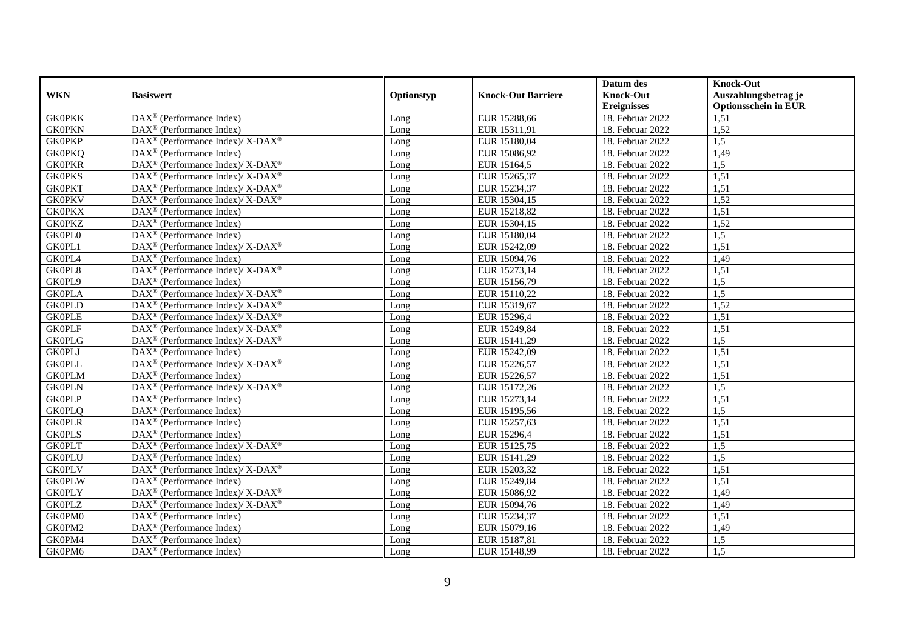| WKN | Basiswert | Optionstyp | Knock-Out Barriere | Datum des Knock-Out Ereignisses | Knock-Out Auszahlungsbetrag je Optionsschein in EUR |
|---|---|---|---|---|---|
| GK0PKK | DAX® (Performance Index) | Long | EUR 15288,66 | 18. Februar 2022 | 1,51 |
| GK0PKN | DAX® (Performance Index) | Long | EUR 15311,91 | 18. Februar 2022 | 1,52 |
| GK0PKP | DAX® (Performance Index)/ X-DAX® | Long | EUR 15180,04 | 18. Februar 2022 | 1,5 |
| GK0PKQ | DAX® (Performance Index) | Long | EUR 15086,92 | 18. Februar 2022 | 1,49 |
| GK0PKR | DAX® (Performance Index)/ X-DAX® | Long | EUR 15164,5 | 18. Februar 2022 | 1,5 |
| GK0PKS | DAX® (Performance Index)/ X-DAX® | Long | EUR 15265,37 | 18. Februar 2022 | 1,51 |
| GK0PKT | DAX® (Performance Index)/ X-DAX® | Long | EUR 15234,37 | 18. Februar 2022 | 1,51 |
| GK0PKV | DAX® (Performance Index)/ X-DAX® | Long | EUR 15304,15 | 18. Februar 2022 | 1,52 |
| GK0PKX | DAX® (Performance Index) | Long | EUR 15218,82 | 18. Februar 2022 | 1,51 |
| GK0PKZ | DAX® (Performance Index) | Long | EUR 15304,15 | 18. Februar 2022 | 1,52 |
| GK0PL0 | DAX® (Performance Index) | Long | EUR 15180,04 | 18. Februar 2022 | 1,5 |
| GK0PL1 | DAX® (Performance Index)/ X-DAX® | Long | EUR 15242,09 | 18. Februar 2022 | 1,51 |
| GK0PL4 | DAX® (Performance Index) | Long | EUR 15094,76 | 18. Februar 2022 | 1,49 |
| GK0PL8 | DAX® (Performance Index)/ X-DAX® | Long | EUR 15273,14 | 18. Februar 2022 | 1,51 |
| GK0PL9 | DAX® (Performance Index) | Long | EUR 15156,79 | 18. Februar 2022 | 1,5 |
| GK0PLA | DAX® (Performance Index)/ X-DAX® | Long | EUR 15110,22 | 18. Februar 2022 | 1,5 |
| GK0PLD | DAX® (Performance Index)/ X-DAX® | Long | EUR 15319,67 | 18. Februar 2022 | 1,52 |
| GK0PLE | DAX® (Performance Index)/ X-DAX® | Long | EUR 15296,4 | 18. Februar 2022 | 1,51 |
| GK0PLF | DAX® (Performance Index)/ X-DAX® | Long | EUR 15249,84 | 18. Februar 2022 | 1,51 |
| GK0PLG | DAX® (Performance Index)/ X-DAX® | Long | EUR 15141,29 | 18. Februar 2022 | 1,5 |
| GK0PLJ | DAX® (Performance Index) | Long | EUR 15242,09 | 18. Februar 2022 | 1,51 |
| GK0PLL | DAX® (Performance Index)/ X-DAX® | Long | EUR 15226,57 | 18. Februar 2022 | 1,51 |
| GK0PLM | DAX® (Performance Index) | Long | EUR 15226,57 | 18. Februar 2022 | 1,51 |
| GK0PLN | DAX® (Performance Index)/ X-DAX® | Long | EUR 15172,26 | 18. Februar 2022 | 1,5 |
| GK0PLP | DAX® (Performance Index) | Long | EUR 15273,14 | 18. Februar 2022 | 1,51 |
| GK0PLQ | DAX® (Performance Index) | Long | EUR 15195,56 | 18. Februar 2022 | 1,5 |
| GK0PLR | DAX® (Performance Index) | Long | EUR 15257,63 | 18. Februar 2022 | 1,51 |
| GK0PLS | DAX® (Performance Index) | Long | EUR 15296,4 | 18. Februar 2022 | 1,51 |
| GK0PLT | DAX® (Performance Index)/ X-DAX® | Long | EUR 15125,75 | 18. Februar 2022 | 1,5 |
| GK0PLU | DAX® (Performance Index) | Long | EUR 15141,29 | 18. Februar 2022 | 1,5 |
| GK0PLV | DAX® (Performance Index)/ X-DAX® | Long | EUR 15203,32 | 18. Februar 2022 | 1,51 |
| GK0PLW | DAX® (Performance Index) | Long | EUR 15249,84 | 18. Februar 2022 | 1,51 |
| GK0PLY | DAX® (Performance Index)/ X-DAX® | Long | EUR 15086,92 | 18. Februar 2022 | 1,49 |
| GK0PLZ | DAX® (Performance Index)/ X-DAX® | Long | EUR 15094,76 | 18. Februar 2022 | 1,49 |
| GK0PM0 | DAX® (Performance Index) | Long | EUR 15234,37 | 18. Februar 2022 | 1,51 |
| GK0PM2 | DAX® (Performance Index) | Long | EUR 15079,16 | 18. Februar 2022 | 1,49 |
| GK0PM4 | DAX® (Performance Index) | Long | EUR 15187,81 | 18. Februar 2022 | 1,5 |
| GK0PM6 | DAX® (Performance Index) | Long | EUR 15148,99 | 18. Februar 2022 | 1,5 |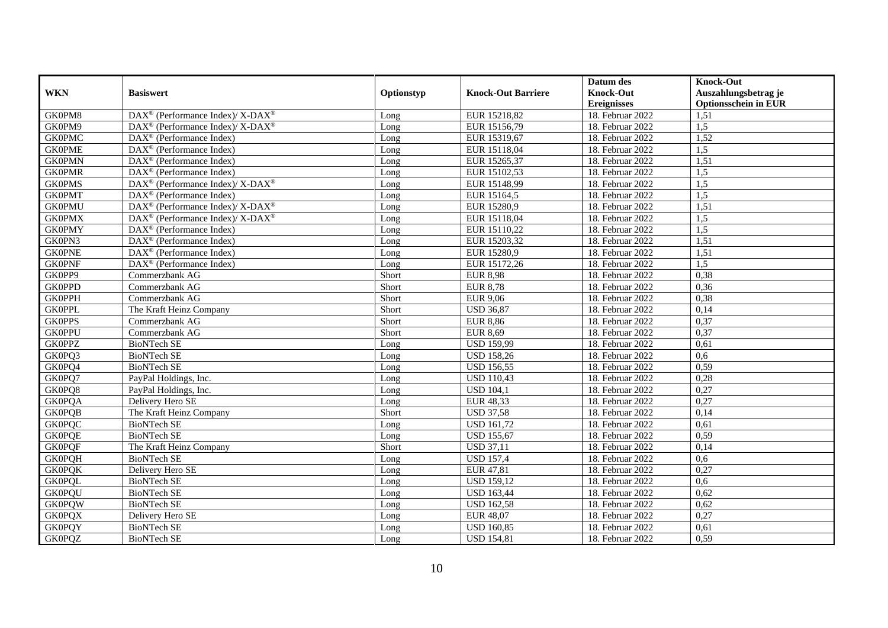| WKN | Basiswert | Optionstyp | Knock-Out Barriere | Datum des Knock-Out Ereignisses | Knock-Out Auszahlungsbetrag je Optionsschein in EUR |
|---|---|---|---|---|---|
| GK0PM8 | DAX® (Performance Index)/ X-DAX® | Long | EUR 15218,82 | 18. Februar 2022 | 1,51 |
| GK0PM9 | DAX® (Performance Index)/ X-DAX® | Long | EUR 15156,79 | 18. Februar 2022 | 1,5 |
| GK0PMC | DAX® (Performance Index) | Long | EUR 15319,67 | 18. Februar 2022 | 1,52 |
| GK0PME | DAX® (Performance Index) | Long | EUR 15118,04 | 18. Februar 2022 | 1,5 |
| GK0PMN | DAX® (Performance Index) | Long | EUR 15265,37 | 18. Februar 2022 | 1,51 |
| GK0PMR | DAX® (Performance Index) | Long | EUR 15102,53 | 18. Februar 2022 | 1,5 |
| GK0PMS | DAX® (Performance Index)/ X-DAX® | Long | EUR 15148,99 | 18. Februar 2022 | 1,5 |
| GK0PMT | DAX® (Performance Index) | Long | EUR 15164,5 | 18. Februar 2022 | 1,5 |
| GK0PMU | DAX® (Performance Index)/ X-DAX® | Long | EUR 15280,9 | 18. Februar 2022 | 1,51 |
| GK0PMX | DAX® (Performance Index)/ X-DAX® | Long | EUR 15118,04 | 18. Februar 2022 | 1,5 |
| GK0PMY | DAX® (Performance Index) | Long | EUR 15110,22 | 18. Februar 2022 | 1,5 |
| GK0PN3 | DAX® (Performance Index) | Long | EUR 15203,32 | 18. Februar 2022 | 1,51 |
| GK0PNE | DAX® (Performance Index) | Long | EUR 15280,9 | 18. Februar 2022 | 1,51 |
| GK0PNF | DAX® (Performance Index) | Long | EUR 15172,26 | 18. Februar 2022 | 1,5 |
| GK0PP9 | Commerzbank AG | Short | EUR 8,98 | 18. Februar 2022 | 0,38 |
| GK0PPD | Commerzbank AG | Short | EUR 8,78 | 18. Februar 2022 | 0,36 |
| GK0PPH | Commerzbank AG | Short | EUR 9,06 | 18. Februar 2022 | 0,38 |
| GK0PPL | The Kraft Heinz Company | Short | USD 36,87 | 18. Februar 2022 | 0,14 |
| GK0PPS | Commerzbank AG | Short | EUR 8,86 | 18. Februar 2022 | 0,37 |
| GK0PPU | Commerzbank AG | Short | EUR 8,69 | 18. Februar 2022 | 0,37 |
| GK0PPZ | BioNTech SE | Long | USD 159,99 | 18. Februar 2022 | 0,61 |
| GK0PQ3 | BioNTech SE | Long | USD 158,26 | 18. Februar 2022 | 0,6 |
| GK0PQ4 | BioNTech SE | Long | USD 156,55 | 18. Februar 2022 | 0,59 |
| GK0PQ7 | PayPal Holdings, Inc. | Long | USD 110,43 | 18. Februar 2022 | 0,28 |
| GK0PQ8 | PayPal Holdings, Inc. | Long | USD 104,1 | 18. Februar 2022 | 0,27 |
| GK0PQA | Delivery Hero SE | Long | EUR 48,33 | 18. Februar 2022 | 0,27 |
| GK0PQB | The Kraft Heinz Company | Short | USD 37,58 | 18. Februar 2022 | 0,14 |
| GK0PQC | BioNTech SE | Long | USD 161,72 | 18. Februar 2022 | 0,61 |
| GK0PQE | BioNTech SE | Long | USD 155,67 | 18. Februar 2022 | 0,59 |
| GK0PQF | The Kraft Heinz Company | Short | USD 37,11 | 18. Februar 2022 | 0,14 |
| GK0PQH | BioNTech SE | Long | USD 157,4 | 18. Februar 2022 | 0,6 |
| GK0PQK | Delivery Hero SE | Long | EUR 47,81 | 18. Februar 2022 | 0,27 |
| GK0PQL | BioNTech SE | Long | USD 159,12 | 18. Februar 2022 | 0,6 |
| GK0PQU | BioNTech SE | Long | USD 163,44 | 18. Februar 2022 | 0,62 |
| GK0PQW | BioNTech SE | Long | USD 162,58 | 18. Februar 2022 | 0,62 |
| GK0PQX | Delivery Hero SE | Long | EUR 48,07 | 18. Februar 2022 | 0,27 |
| GK0PQY | BioNTech SE | Long | USD 160,85 | 18. Februar 2022 | 0,61 |
| GK0PQZ | BioNTech SE | Long | USD 154,81 | 18. Februar 2022 | 0,59 |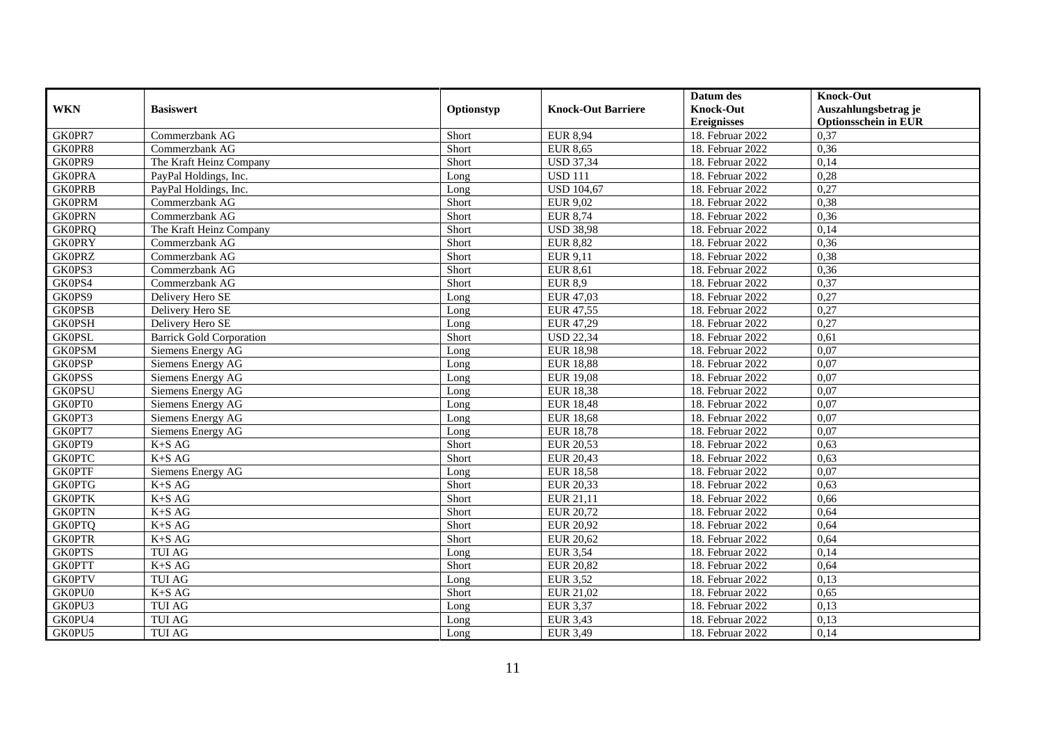| WKN | Basiswert | Optionstyp | Knock-Out Barriere | Datum des Knock-Out Ereignisses | Knock-Out Auszahlungsbetrag je Optionsschein in EUR |
|---|---|---|---|---|---|
| GK0PR7 | Commerzbank AG | Short | EUR 8,94 | 18. Februar 2022 | 0,37 |
| GK0PR8 | Commerzbank AG | Short | EUR 8,65 | 18. Februar 2022 | 0,36 |
| GK0PR9 | The Kraft Heinz Company | Short | USD 37,34 | 18. Februar 2022 | 0,14 |
| GK0PRA | PayPal Holdings, Inc. | Long | USD 111 | 18. Februar 2022 | 0,28 |
| GK0PRB | PayPal Holdings, Inc. | Long | USD 104,67 | 18. Februar 2022 | 0,27 |
| GK0PRM | Commerzbank AG | Short | EUR 9,02 | 18. Februar 2022 | 0,38 |
| GK0PRN | Commerzbank AG | Short | EUR 8,74 | 18. Februar 2022 | 0,36 |
| GK0PRQ | The Kraft Heinz Company | Short | USD 38,98 | 18. Februar 2022 | 0,14 |
| GK0PRY | Commerzbank AG | Short | EUR 8,82 | 18. Februar 2022 | 0,36 |
| GK0PRZ | Commerzbank AG | Short | EUR 9,11 | 18. Februar 2022 | 0,38 |
| GK0PS3 | Commerzbank AG | Short | EUR 8,61 | 18. Februar 2022 | 0,36 |
| GK0PS4 | Commerzbank AG | Short | EUR 8,9 | 18. Februar 2022 | 0,37 |
| GK0PS9 | Delivery Hero SE | Long | EUR 47,03 | 18. Februar 2022 | 0,27 |
| GK0PSB | Delivery Hero SE | Long | EUR 47,55 | 18. Februar 2022 | 0,27 |
| GK0PSH | Delivery Hero SE | Long | EUR 47,29 | 18. Februar 2022 | 0,27 |
| GK0PSL | Barrick Gold Corporation | Short | USD 22,34 | 18. Februar 2022 | 0,61 |
| GK0PSM | Siemens Energy AG | Long | EUR 18,98 | 18. Februar 2022 | 0,07 |
| GK0PSP | Siemens Energy AG | Long | EUR 18,88 | 18. Februar 2022 | 0,07 |
| GK0PSS | Siemens Energy AG | Long | EUR 19,08 | 18. Februar 2022 | 0,07 |
| GK0PSU | Siemens Energy AG | Long | EUR 18,38 | 18. Februar 2022 | 0,07 |
| GK0PT0 | Siemens Energy AG | Long | EUR 18,48 | 18. Februar 2022 | 0,07 |
| GK0PT3 | Siemens Energy AG | Long | EUR 18,68 | 18. Februar 2022 | 0,07 |
| GK0PT7 | Siemens Energy AG | Long | EUR 18,78 | 18. Februar 2022 | 0,07 |
| GK0PT9 | K+S AG | Short | EUR 20,53 | 18. Februar 2022 | 0,63 |
| GK0PTC | K+S AG | Short | EUR 20,43 | 18. Februar 2022 | 0,63 |
| GK0PTF | Siemens Energy AG | Long | EUR 18,58 | 18. Februar 2022 | 0,07 |
| GK0PTG | K+S AG | Short | EUR 20,33 | 18. Februar 2022 | 0,63 |
| GK0PTK | K+S AG | Short | EUR 21,11 | 18. Februar 2022 | 0,66 |
| GK0PTN | K+S AG | Short | EUR 20,72 | 18. Februar 2022 | 0,64 |
| GK0PTQ | K+S AG | Short | EUR 20,92 | 18. Februar 2022 | 0,64 |
| GK0PTR | K+S AG | Short | EUR 20,62 | 18. Februar 2022 | 0,64 |
| GK0PTS | TUI AG | Long | EUR 3,54 | 18. Februar 2022 | 0,14 |
| GK0PTT | K+S AG | Short | EUR 20,82 | 18. Februar 2022 | 0,64 |
| GK0PTV | TUI AG | Long | EUR 3,52 | 18. Februar 2022 | 0,13 |
| GK0PU0 | K+S AG | Short | EUR 21,02 | 18. Februar 2022 | 0,65 |
| GK0PU3 | TUI AG | Long | EUR 3,37 | 18. Februar 2022 | 0,13 |
| GK0PU4 | TUI AG | Long | EUR 3,43 | 18. Februar 2022 | 0,13 |
| GK0PU5 | TUI AG | Long | EUR 3,49 | 18. Februar 2022 | 0,14 |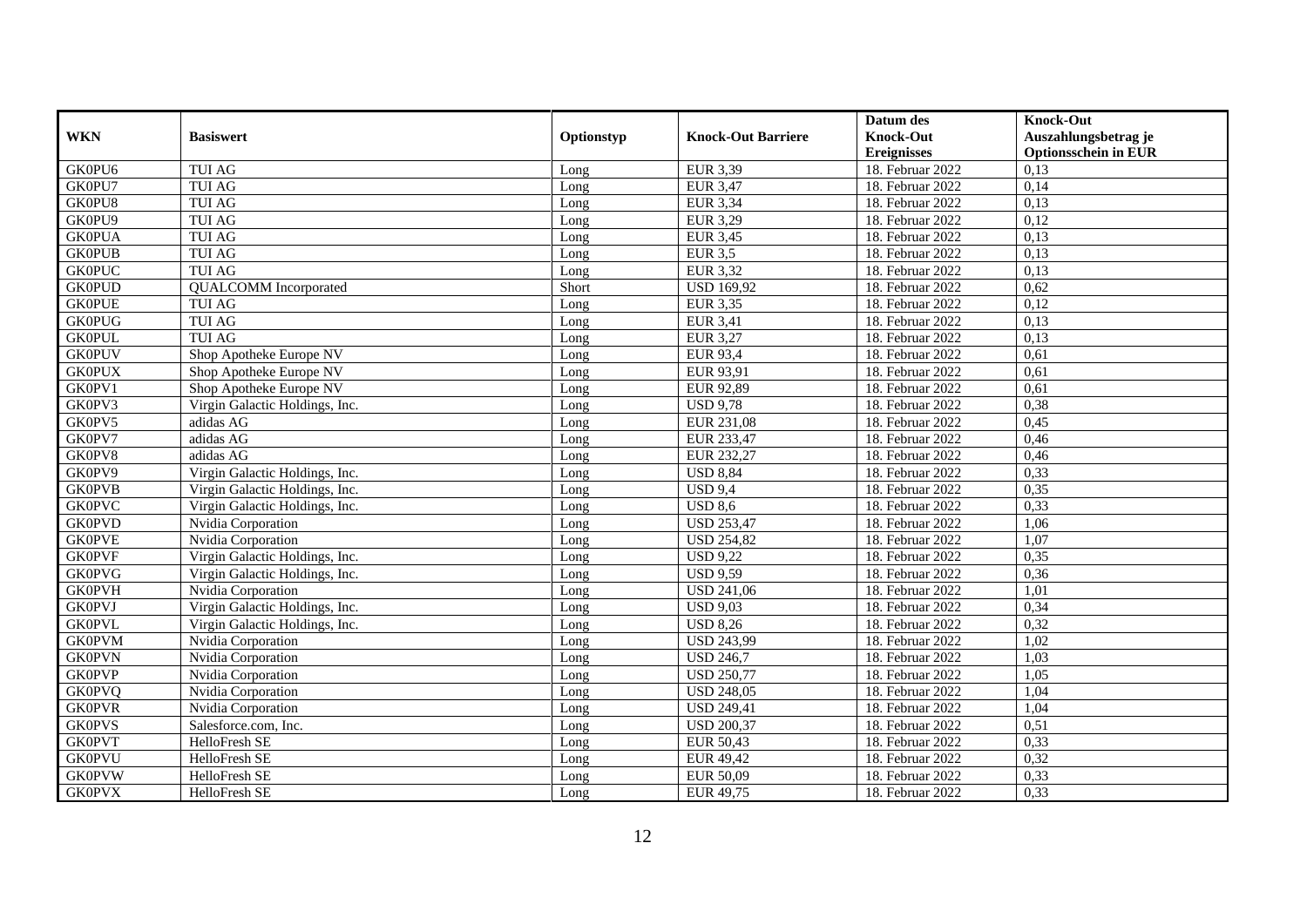| WKN | Basiswert | Optionstyp | Knock-Out Barriere | Datum des Knock-Out Ereignisses | Knock-Out Auszahlungsbetrag je Optionsschein in EUR |
|---|---|---|---|---|---|
| GK0PU6 | TUI AG | Long | EUR 3,39 | 18. Februar 2022 | 0,13 |
| GK0PU7 | TUI AG | Long | EUR 3,47 | 18. Februar 2022 | 0,14 |
| GK0PU8 | TUI AG | Long | EUR 3,34 | 18. Februar 2022 | 0,13 |
| GK0PU9 | TUI AG | Long | EUR 3,29 | 18. Februar 2022 | 0,12 |
| GK0PUA | TUI AG | Long | EUR 3,45 | 18. Februar 2022 | 0,13 |
| GK0PUB | TUI AG | Long | EUR 3,5 | 18. Februar 2022 | 0,13 |
| GK0PUC | TUI AG | Long | EUR 3,32 | 18. Februar 2022 | 0,13 |
| GK0PUD | QUALCOMM Incorporated | Short | USD 169,92 | 18. Februar 2022 | 0,62 |
| GK0PUE | TUI AG | Long | EUR 3,35 | 18. Februar 2022 | 0,12 |
| GK0PUG | TUI AG | Long | EUR 3,41 | 18. Februar 2022 | 0,13 |
| GK0PUL | TUI AG | Long | EUR 3,27 | 18. Februar 2022 | 0,13 |
| GK0PUV | Shop Apotheke Europe NV | Long | EUR 93,4 | 18. Februar 2022 | 0,61 |
| GK0PUX | Shop Apotheke Europe NV | Long | EUR 93,91 | 18. Februar 2022 | 0,61 |
| GK0PV1 | Shop Apotheke Europe NV | Long | EUR 92,89 | 18. Februar 2022 | 0,61 |
| GK0PV3 | Virgin Galactic Holdings, Inc. | Long | USD 9,78 | 18. Februar 2022 | 0,38 |
| GK0PV5 | adidas AG | Long | EUR 231,08 | 18. Februar 2022 | 0,45 |
| GK0PV7 | adidas AG | Long | EUR 233,47 | 18. Februar 2022 | 0,46 |
| GK0PV8 | adidas AG | Long | EUR 232,27 | 18. Februar 2022 | 0,46 |
| GK0PV9 | Virgin Galactic Holdings, Inc. | Long | USD 8,84 | 18. Februar 2022 | 0,33 |
| GK0PVB | Virgin Galactic Holdings, Inc. | Long | USD 9,4 | 18. Februar 2022 | 0,35 |
| GK0PVC | Virgin Galactic Holdings, Inc. | Long | USD 8,6 | 18. Februar 2022 | 0,33 |
| GK0PVD | Nvidia Corporation | Long | USD 253,47 | 18. Februar 2022 | 1,06 |
| GK0PVE | Nvidia Corporation | Long | USD 254,82 | 18. Februar 2022 | 1,07 |
| GK0PVF | Virgin Galactic Holdings, Inc. | Long | USD 9,22 | 18. Februar 2022 | 0,35 |
| GK0PVG | Virgin Galactic Holdings, Inc. | Long | USD 9,59 | 18. Februar 2022 | 0,36 |
| GK0PVH | Nvidia Corporation | Long | USD 241,06 | 18. Februar 2022 | 1,01 |
| GK0PVJ | Virgin Galactic Holdings, Inc. | Long | USD 9,03 | 18. Februar 2022 | 0,34 |
| GK0PVL | Virgin Galactic Holdings, Inc. | Long | USD 8,26 | 18. Februar 2022 | 0,32 |
| GK0PVM | Nvidia Corporation | Long | USD 243,99 | 18. Februar 2022 | 1,02 |
| GK0PVN | Nvidia Corporation | Long | USD 246,7 | 18. Februar 2022 | 1,03 |
| GK0PVP | Nvidia Corporation | Long | USD 250,77 | 18. Februar 2022 | 1,05 |
| GK0PVQ | Nvidia Corporation | Long | USD 248,05 | 18. Februar 2022 | 1,04 |
| GK0PVR | Nvidia Corporation | Long | USD 249,41 | 18. Februar 2022 | 1,04 |
| GK0PVS | Salesforce.com, Inc. | Long | USD 200,37 | 18. Februar 2022 | 0,51 |
| GK0PVT | HelloFresh SE | Long | EUR 50,43 | 18. Februar 2022 | 0,33 |
| GK0PVU | HelloFresh SE | Long | EUR 49,42 | 18. Februar 2022 | 0,32 |
| GK0PVW | HelloFresh SE | Long | EUR 50,09 | 18. Februar 2022 | 0,33 |
| GK0PVX | HelloFresh SE | Long | EUR 49,75 | 18. Februar 2022 | 0,33 |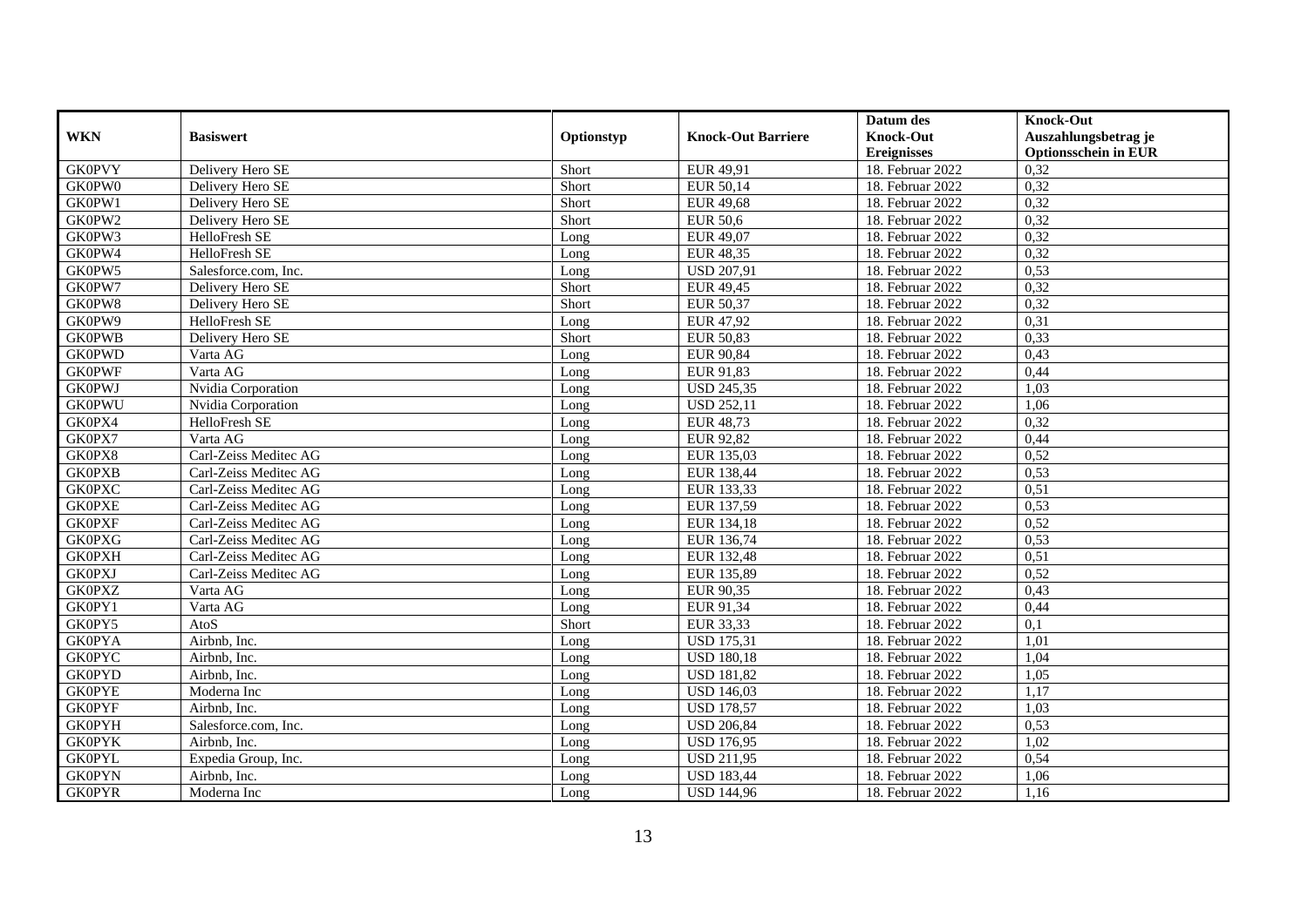| WKN | Basiswert | Optionstyp | Knock-Out Barriere | Datum des Knock-Out Ereignisses | Knock-Out Auszahlungsbetrag je Optionsschein in EUR |
|---|---|---|---|---|---|
| GK0PVY | Delivery Hero SE | Short | EUR 49,91 | 18. Februar 2022 | 0,32 |
| GK0PW0 | Delivery Hero SE | Short | EUR 50,14 | 18. Februar 2022 | 0,32 |
| GK0PW1 | Delivery Hero SE | Short | EUR 49,68 | 18. Februar 2022 | 0,32 |
| GK0PW2 | Delivery Hero SE | Short | EUR 50,6 | 18. Februar 2022 | 0,32 |
| GK0PW3 | HelloFresh SE | Long | EUR 49,07 | 18. Februar 2022 | 0,32 |
| GK0PW4 | HelloFresh SE | Long | EUR 48,35 | 18. Februar 2022 | 0,32 |
| GK0PW5 | Salesforce.com, Inc. | Long | USD 207,91 | 18. Februar 2022 | 0,53 |
| GK0PW7 | Delivery Hero SE | Short | EUR 49,45 | 18. Februar 2022 | 0,32 |
| GK0PW8 | Delivery Hero SE | Short | EUR 50,37 | 18. Februar 2022 | 0,32 |
| GK0PW9 | HelloFresh SE | Long | EUR 47,92 | 18. Februar 2022 | 0,31 |
| GK0PWB | Delivery Hero SE | Short | EUR 50,83 | 18. Februar 2022 | 0,33 |
| GK0PWD | Varta AG | Long | EUR 90,84 | 18. Februar 2022 | 0,43 |
| GK0PWF | Varta AG | Long | EUR 91,83 | 18. Februar 2022 | 0,44 |
| GK0PWJ | Nvidia Corporation | Long | USD 245,35 | 18. Februar 2022 | 1,03 |
| GK0PWU | Nvidia Corporation | Long | USD 252,11 | 18. Februar 2022 | 1,06 |
| GK0PX4 | HelloFresh SE | Long | EUR 48,73 | 18. Februar 2022 | 0,32 |
| GK0PX7 | Varta AG | Long | EUR 92,82 | 18. Februar 2022 | 0,44 |
| GK0PX8 | Carl-Zeiss Meditec AG | Long | EUR 135,03 | 18. Februar 2022 | 0,52 |
| GK0PXB | Carl-Zeiss Meditec AG | Long | EUR 138,44 | 18. Februar 2022 | 0,53 |
| GK0PXC | Carl-Zeiss Meditec AG | Long | EUR 133,33 | 18. Februar 2022 | 0,51 |
| GK0PXE | Carl-Zeiss Meditec AG | Long | EUR 137,59 | 18. Februar 2022 | 0,53 |
| GK0PXF | Carl-Zeiss Meditec AG | Long | EUR 134,18 | 18. Februar 2022 | 0,52 |
| GK0PXG | Carl-Zeiss Meditec AG | Long | EUR 136,74 | 18. Februar 2022 | 0,53 |
| GK0PXH | Carl-Zeiss Meditec AG | Long | EUR 132,48 | 18. Februar 2022 | 0,51 |
| GK0PXJ | Carl-Zeiss Meditec AG | Long | EUR 135,89 | 18. Februar 2022 | 0,52 |
| GK0PXZ | Varta AG | Long | EUR 90,35 | 18. Februar 2022 | 0,43 |
| GK0PY1 | Varta AG | Long | EUR 91,34 | 18. Februar 2022 | 0,44 |
| GK0PY5 | AtoS | Short | EUR 33,33 | 18. Februar 2022 | 0,1 |
| GK0PYA | Airbnb, Inc. | Long | USD 175,31 | 18. Februar 2022 | 1,01 |
| GK0PYC | Airbnb, Inc. | Long | USD 180,18 | 18. Februar 2022 | 1,04 |
| GK0PYD | Airbnb, Inc. | Long | USD 181,82 | 18. Februar 2022 | 1,05 |
| GK0PYE | Moderna Inc | Long | USD 146,03 | 18. Februar 2022 | 1,17 |
| GK0PYF | Airbnb, Inc. | Long | USD 178,57 | 18. Februar 2022 | 1,03 |
| GK0PYH | Salesforce.com, Inc. | Long | USD 206,84 | 18. Februar 2022 | 0,53 |
| GK0PYK | Airbnb, Inc. | Long | USD 176,95 | 18. Februar 2022 | 1,02 |
| GK0PYL | Expedia Group, Inc. | Long | USD 211,95 | 18. Februar 2022 | 0,54 |
| GK0PYN | Airbnb, Inc. | Long | USD 183,44 | 18. Februar 2022 | 1,06 |
| GK0PYR | Moderna Inc | Long | USD 144,96 | 18. Februar 2022 | 1,16 |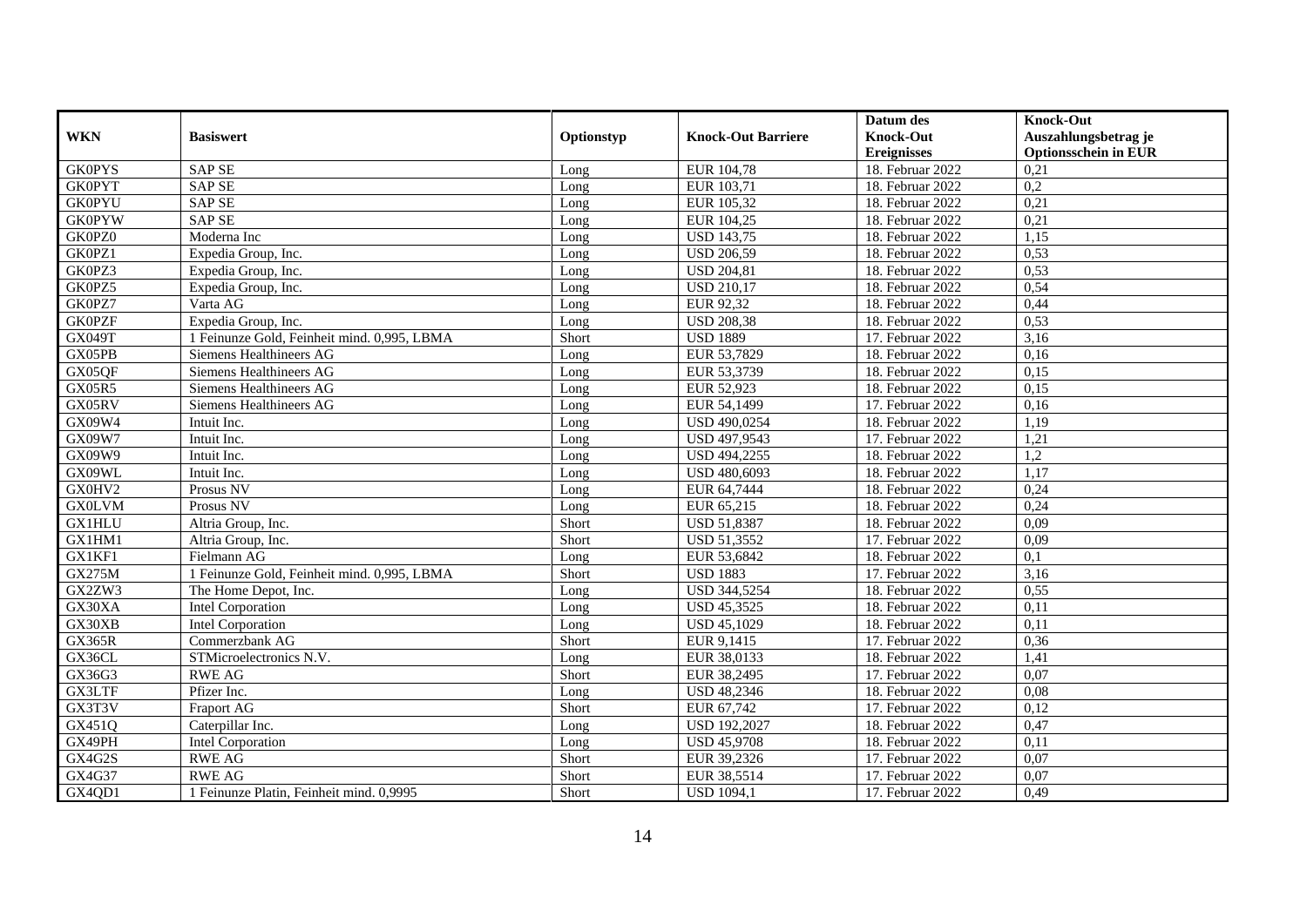| WKN | Basiswert | Optionstyp | Knock-Out Barriere | Datum des Knock-Out Ereignisses | Knock-Out Auszahlungsbetrag je Optionsschein in EUR |
|---|---|---|---|---|---|
| GK0PYS | SAP SE | Long | EUR 104,78 | 18. Februar 2022 | 0,21 |
| GK0PYT | SAP SE | Long | EUR 103,71 | 18. Februar 2022 | 0,2 |
| GK0PYU | SAP SE | Long | EUR 105,32 | 18. Februar 2022 | 0,21 |
| GK0PYW | SAP SE | Long | EUR 104,25 | 18. Februar 2022 | 0,21 |
| GK0PZ0 | Moderna Inc | Long | USD 143,75 | 18. Februar 2022 | 1,15 |
| GK0PZ1 | Expedia Group, Inc. | Long | USD 206,59 | 18. Februar 2022 | 0,53 |
| GK0PZ3 | Expedia Group, Inc. | Long | USD 204,81 | 18. Februar 2022 | 0,53 |
| GK0PZ5 | Expedia Group, Inc. | Long | USD 210,17 | 18. Februar 2022 | 0,54 |
| GK0PZ7 | Varta AG | Long | EUR 92,32 | 18. Februar 2022 | 0,44 |
| GK0PZF | Expedia Group, Inc. | Long | USD 208,38 | 18. Februar 2022 | 0,53 |
| GX049T | 1 Feinunze Gold, Feinheit mind. 0,995, LBMA | Short | USD 1889 | 17. Februar 2022 | 3,16 |
| GX05PB | Siemens Healthineers AG | Long | EUR 53,7829 | 18. Februar 2022 | 0,16 |
| GX05QF | Siemens Healthineers AG | Long | EUR 53,3739 | 18. Februar 2022 | 0,15 |
| GX05R5 | Siemens Healthineers AG | Long | EUR 52,923 | 18. Februar 2022 | 0,15 |
| GX05RV | Siemens Healthineers AG | Long | EUR 54,1499 | 17. Februar 2022 | 0,16 |
| GX09W4 | Intuit Inc. | Long | USD 490,0254 | 18. Februar 2022 | 1,19 |
| GX09W7 | Intuit Inc. | Long | USD 497,9543 | 17. Februar 2022 | 1,21 |
| GX09W9 | Intuit Inc. | Long | USD 494,2255 | 18. Februar 2022 | 1,2 |
| GX09WL | Intuit Inc. | Long | USD 480,6093 | 18. Februar 2022 | 1,17 |
| GX0HV2 | Prosus NV | Long | EUR 64,7444 | 18. Februar 2022 | 0,24 |
| GX0LVM | Prosus NV | Long | EUR 65,215 | 18. Februar 2022 | 0,24 |
| GX1HLU | Altria Group, Inc. | Short | USD 51,8387 | 18. Februar 2022 | 0,09 |
| GX1HM1 | Altria Group, Inc. | Short | USD 51,3552 | 17. Februar 2022 | 0,09 |
| GX1KF1 | Fielmann AG | Long | EUR 53,6842 | 18. Februar 2022 | 0,1 |
| GX275M | 1 Feinunze Gold, Feinheit mind. 0,995, LBMA | Short | USD 1883 | 17. Februar 2022 | 3,16 |
| GX2ZW3 | The Home Depot, Inc. | Long | USD 344,5254 | 18. Februar 2022 | 0,55 |
| GX30XA | Intel Corporation | Long | USD 45,3525 | 18. Februar 2022 | 0,11 |
| GX30XB | Intel Corporation | Long | USD 45,1029 | 18. Februar 2022 | 0,11 |
| GX365R | Commerzbank AG | Short | EUR 9,1415 | 17. Februar 2022 | 0,36 |
| GX36CL | STMicroelectronics N.V. | Long | EUR 38,0133 | 18. Februar 2022 | 1,41 |
| GX36G3 | RWE AG | Short | EUR 38,2495 | 17. Februar 2022 | 0,07 |
| GX3LTF | Pfizer Inc. | Long | USD 48,2346 | 18. Februar 2022 | 0,08 |
| GX3T3V | Fraport AG | Short | EUR 67,742 | 17. Februar 2022 | 0,12 |
| GX451Q | Caterpillar Inc. | Long | USD 192,2027 | 18. Februar 2022 | 0,47 |
| GX49PH | Intel Corporation | Long | USD 45,9708 | 18. Februar 2022 | 0,11 |
| GX4G2S | RWE AG | Short | EUR 39,2326 | 17. Februar 2022 | 0,07 |
| GX4G37 | RWE AG | Short | EUR 38,5514 | 17. Februar 2022 | 0,07 |
| GX4QD1 | 1 Feinunze Platin, Feinheit mind. 0,9995 | Short | USD 1094,1 | 17. Februar 2022 | 0,49 |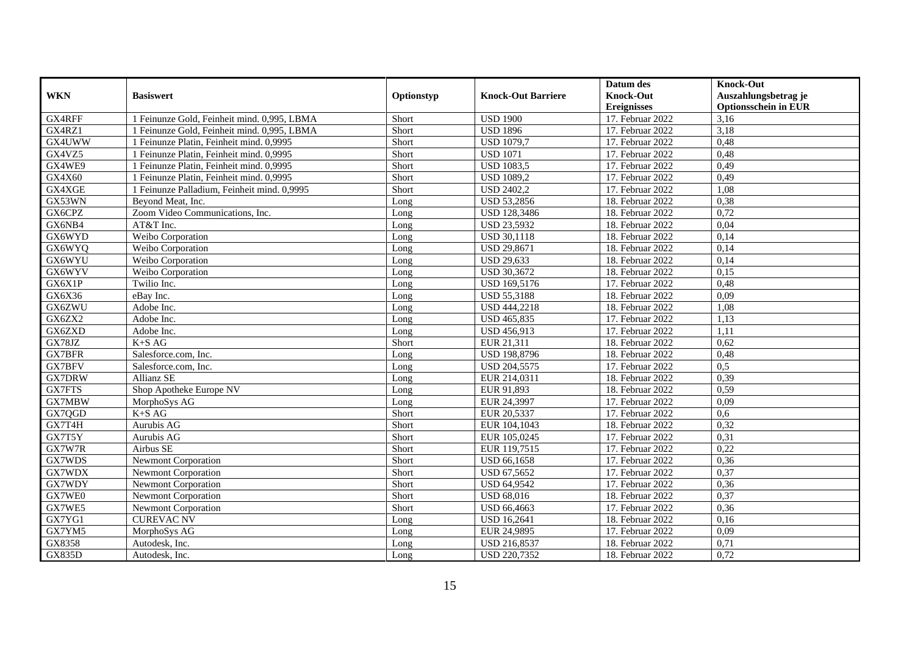| WKN | Basiswert | Optionstyp | Knock-Out Barriere | Datum des Knock-Out Ereignisses | Knock-Out Auszahlungsbetrag je Optionsschein in EUR |
|---|---|---|---|---|---|
| GX4RFF | 1 Feinunze Gold, Feinheit mind. 0,995, LBMA | Short | USD 1900 | 17. Februar 2022 | 3,16 |
| GX4RZ1 | 1 Feinunze Gold, Feinheit mind. 0,995, LBMA | Short | USD 1896 | 17. Februar 2022 | 3,18 |
| GX4UWW | 1 Feinunze Platin, Feinheit mind. 0,9995 | Short | USD 1079,7 | 17. Februar 2022 | 0,48 |
| GX4VZ5 | 1 Feinunze Platin, Feinheit mind. 0,9995 | Short | USD 1071 | 17. Februar 2022 | 0,48 |
| GX4WE9 | 1 Feinunze Platin, Feinheit mind. 0,9995 | Short | USD 1083,5 | 17. Februar 2022 | 0,49 |
| GX4X60 | 1 Feinunze Platin, Feinheit mind. 0,9995 | Short | USD 1089,2 | 17. Februar 2022 | 0,49 |
| GX4XGE | 1 Feinunze Palladium, Feinheit mind. 0,9995 | Short | USD 2402,2 | 17. Februar 2022 | 1,08 |
| GX53WN | Beyond Meat, Inc. | Long | USD 53,2856 | 18. Februar 2022 | 0,38 |
| GX6CPZ | Zoom Video Communications, Inc. | Long | USD 128,3486 | 18. Februar 2022 | 0,72 |
| GX6NB4 | AT&T Inc. | Long | USD 23,5932 | 18. Februar 2022 | 0,04 |
| GX6WYD | Weibo Corporation | Long | USD 30,1118 | 18. Februar 2022 | 0,14 |
| GX6WYQ | Weibo Corporation | Long | USD 29,8671 | 18. Februar 2022 | 0,14 |
| GX6WYU | Weibo Corporation | Long | USD 29,633 | 18. Februar 2022 | 0,14 |
| GX6WYV | Weibo Corporation | Long | USD 30,3672 | 18. Februar 2022 | 0,15 |
| GX6X1P | Twilio Inc. | Long | USD 169,5176 | 17. Februar 2022 | 0,48 |
| GX6X36 | eBay Inc. | Long | USD 55,3188 | 18. Februar 2022 | 0,09 |
| GX6ZWU | Adobe Inc. | Long | USD 444,2218 | 18. Februar 2022 | 1,08 |
| GX6ZX2 | Adobe Inc. | Long | USD 465,835 | 17. Februar 2022 | 1,13 |
| GX6ZXD | Adobe Inc. | Long | USD 456,913 | 17. Februar 2022 | 1,11 |
| GX78JZ | K+S AG | Short | EUR 21,311 | 18. Februar 2022 | 0,62 |
| GX7BFR | Salesforce.com, Inc. | Long | USD 198,8796 | 18. Februar 2022 | 0,48 |
| GX7BFV | Salesforce.com, Inc. | Long | USD 204,5575 | 17. Februar 2022 | 0,5 |
| GX7DRW | Allianz SE | Long | EUR 214,0311 | 18. Februar 2022 | 0,39 |
| GX7FTS | Shop Apotheke Europe NV | Long | EUR 91,893 | 18. Februar 2022 | 0,59 |
| GX7MBW | MorphoSys AG | Long | EUR 24,3997 | 17. Februar 2022 | 0,09 |
| GX7QGD | K+S AG | Short | EUR 20,5337 | 17. Februar 2022 | 0,6 |
| GX7T4H | Aurubis AG | Short | EUR 104,1043 | 18. Februar 2022 | 0,32 |
| GX7T5Y | Aurubis AG | Short | EUR 105,0245 | 17. Februar 2022 | 0,31 |
| GX7W7R | Airbus SE | Short | EUR 119,7515 | 17. Februar 2022 | 0,22 |
| GX7WDS | Newmont Corporation | Short | USD 66,1658 | 17. Februar 2022 | 0,36 |
| GX7WDX | Newmont Corporation | Short | USD 67,5652 | 17. Februar 2022 | 0,37 |
| GX7WDY | Newmont Corporation | Short | USD 64,9542 | 17. Februar 2022 | 0,36 |
| GX7WE0 | Newmont Corporation | Short | USD 68,016 | 18. Februar 2022 | 0,37 |
| GX7WE5 | Newmont Corporation | Short | USD 66,4663 | 17. Februar 2022 | 0,36 |
| GX7YG1 | CUREVAC NV | Long | USD 16,2641 | 18. Februar 2022 | 0,16 |
| GX7YM5 | MorphoSys AG | Long | EUR 24,9895 | 17. Februar 2022 | 0,09 |
| GX8358 | Autodesk, Inc. | Long | USD 216,8537 | 18. Februar 2022 | 0,71 |
| GX835D | Autodesk, Inc. | Long | USD 220,7352 | 18. Februar 2022 | 0,72 |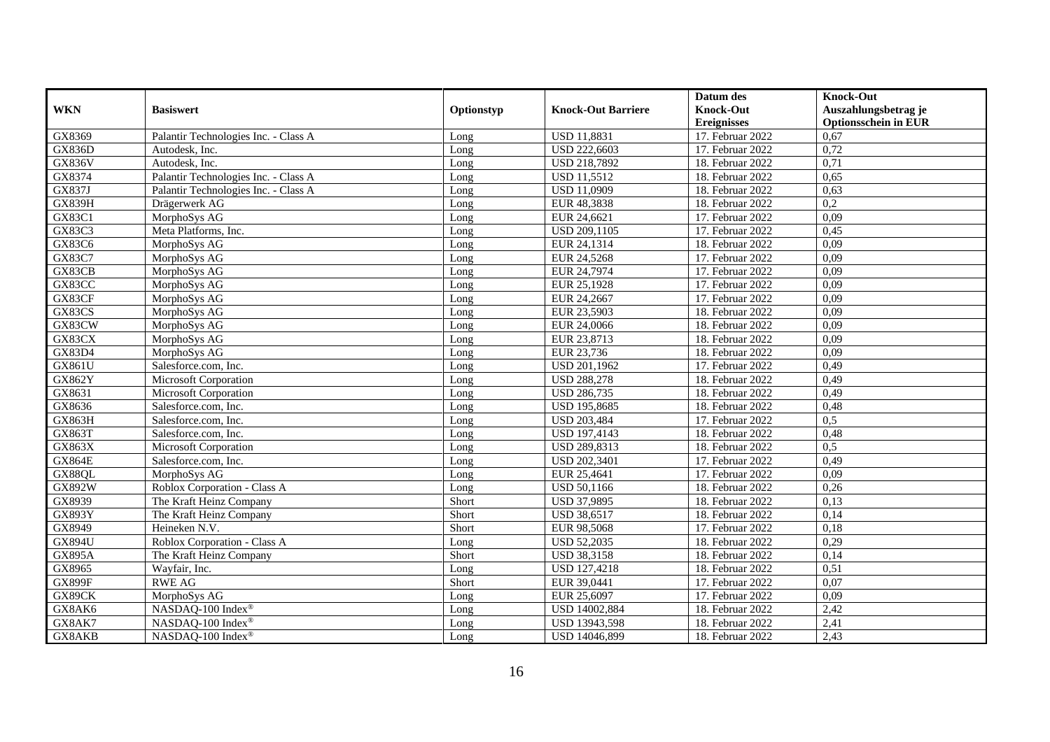| WKN | Basiswert | Optionstyp | Knock-Out Barriere | Datum des Knock-Out Ereignisses | Knock-Out Auszahlungsbetrag je Optionsschein in EUR |
|---|---|---|---|---|---|
| GX8369 | Palantir Technologies Inc. - Class A | Long | USD 11,8831 | 17. Februar 2022 | 0,67 |
| GX836D | Autodesk, Inc. | Long | USD 222,6603 | 17. Februar 2022 | 0,72 |
| GX836V | Autodesk, Inc. | Long | USD 218,7892 | 18. Februar 2022 | 0,71 |
| GX8374 | Palantir Technologies Inc. - Class A | Long | USD 11,5512 | 18. Februar 2022 | 0,65 |
| GX837J | Palantir Technologies Inc. - Class A | Long | USD 11,0909 | 18. Februar 2022 | 0,63 |
| GX839H | Drägerwerk AG | Long | EUR 48,3838 | 18. Februar 2022 | 0,2 |
| GX83C1 | MorphoSys AG | Long | EUR 24,6621 | 17. Februar 2022 | 0,09 |
| GX83C3 | Meta Platforms, Inc. | Long | USD 209,1105 | 17. Februar 2022 | 0,45 |
| GX83C6 | MorphoSys AG | Long | EUR 24,1314 | 18. Februar 2022 | 0,09 |
| GX83C7 | MorphoSys AG | Long | EUR 24,5268 | 17. Februar 2022 | 0,09 |
| GX83CB | MorphoSys AG | Long | EUR 24,7974 | 17. Februar 2022 | 0,09 |
| GX83CC | MorphoSys AG | Long | EUR 25,1928 | 17. Februar 2022 | 0,09 |
| GX83CF | MorphoSys AG | Long | EUR 24,2667 | 17. Februar 2022 | 0,09 |
| GX83CS | MorphoSys AG | Long | EUR 23,5903 | 18. Februar 2022 | 0,09 |
| GX83CW | MorphoSys AG | Long | EUR 24,0066 | 18. Februar 2022 | 0,09 |
| GX83CX | MorphoSys AG | Long | EUR 23,8713 | 18. Februar 2022 | 0,09 |
| GX83D4 | MorphoSys AG | Long | EUR 23,736 | 18. Februar 2022 | 0,09 |
| GX861U | Salesforce.com, Inc. | Long | USD 201,1962 | 17. Februar 2022 | 0,49 |
| GX862Y | Microsoft Corporation | Long | USD 288,278 | 18. Februar 2022 | 0,49 |
| GX8631 | Microsoft Corporation | Long | USD 286,735 | 18. Februar 2022 | 0,49 |
| GX8636 | Salesforce.com, Inc. | Long | USD 195,8685 | 18. Februar 2022 | 0,48 |
| GX863H | Salesforce.com, Inc. | Long | USD 203,484 | 17. Februar 2022 | 0,5 |
| GX863T | Salesforce.com, Inc. | Long | USD 197,4143 | 18. Februar 2022 | 0,48 |
| GX863X | Microsoft Corporation | Long | USD 289,8313 | 18. Februar 2022 | 0,5 |
| GX864E | Salesforce.com, Inc. | Long | USD 202,3401 | 17. Februar 2022 | 0,49 |
| GX88QL | MorphoSys AG | Long | EUR 25,4641 | 17. Februar 2022 | 0,09 |
| GX892W | Roblox Corporation - Class A | Long | USD 50,1166 | 18. Februar 2022 | 0,26 |
| GX8939 | The Kraft Heinz Company | Short | USD 37,9895 | 18. Februar 2022 | 0,13 |
| GX893Y | The Kraft Heinz Company | Short | USD 38,6517 | 18. Februar 2022 | 0,14 |
| GX8949 | Heineken N.V. | Short | EUR 98,5068 | 17. Februar 2022 | 0,18 |
| GX894U | Roblox Corporation - Class A | Long | USD 52,2035 | 18. Februar 2022 | 0,29 |
| GX895A | The Kraft Heinz Company | Short | USD 38,3158 | 18. Februar 2022 | 0,14 |
| GX8965 | Wayfair, Inc. | Long | USD 127,4218 | 18. Februar 2022 | 0,51 |
| GX899F | RWE AG | Short | EUR 39,0441 | 17. Februar 2022 | 0,07 |
| GX89CK | MorphoSys AG | Long | EUR 25,6097 | 17. Februar 2022 | 0,09 |
| GX8AK6 | NASDAQ-100 Index® | Long | USD 14002,884 | 18. Februar 2022 | 2,42 |
| GX8AK7 | NASDAQ-100 Index® | Long | USD 13943,598 | 18. Februar 2022 | 2,41 |
| GX8AKB | NASDAQ-100 Index® | Long | USD 14046,899 | 18. Februar 2022 | 2,43 |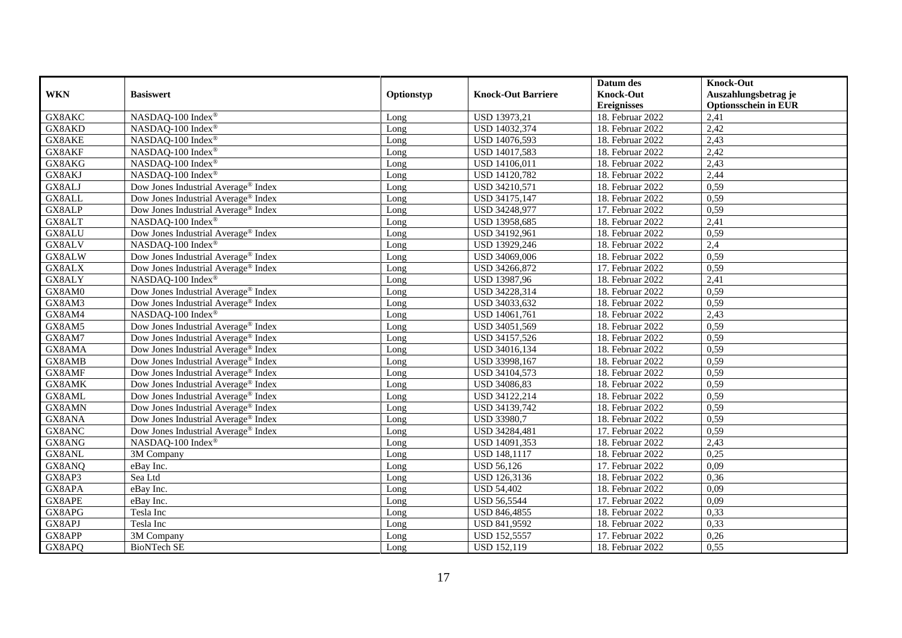| WKN | Basiswert | Optionstyp | Knock-Out Barriere | Datum des Knock-Out Ereignisses | Knock-Out Auszahlungsbetrag je Optionsschein in EUR |
|---|---|---|---|---|---|
| GX8AKC | NASDAQ-100 Index® | Long | USD 13973,21 | 18. Februar 2022 | 2,41 |
| GX8AKD | NASDAQ-100 Index® | Long | USD 14032,374 | 18. Februar 2022 | 2,42 |
| GX8AKE | NASDAQ-100 Index® | Long | USD 14076,593 | 18. Februar 2022 | 2,43 |
| GX8AKF | NASDAQ-100 Index® | Long | USD 14017,583 | 18. Februar 2022 | 2,42 |
| GX8AKG | NASDAQ-100 Index® | Long | USD 14106,011 | 18. Februar 2022 | 2,43 |
| GX8AKJ | NASDAQ-100 Index® | Long | USD 14120,782 | 18. Februar 2022 | 2,44 |
| GX8ALJ | Dow Jones Industrial Average® Index | Long | USD 34210,571 | 18. Februar 2022 | 0,59 |
| GX8ALL | Dow Jones Industrial Average® Index | Long | USD 34175,147 | 18. Februar 2022 | 0,59 |
| GX8ALP | Dow Jones Industrial Average® Index | Long | USD 34248,977 | 17. Februar 2022 | 0,59 |
| GX8ALT | NASDAQ-100 Index® | Long | USD 13958,685 | 18. Februar 2022 | 2,41 |
| GX8ALU | Dow Jones Industrial Average® Index | Long | USD 34192,961 | 18. Februar 2022 | 0,59 |
| GX8ALV | NASDAQ-100 Index® | Long | USD 13929,246 | 18. Februar 2022 | 2,4 |
| GX8ALW | Dow Jones Industrial Average® Index | Long | USD 34069,006 | 18. Februar 2022 | 0,59 |
| GX8ALX | Dow Jones Industrial Average® Index | Long | USD 34266,872 | 17. Februar 2022 | 0,59 |
| GX8ALY | NASDAQ-100 Index® | Long | USD 13987,96 | 18. Februar 2022 | 2,41 |
| GX8AM0 | Dow Jones Industrial Average® Index | Long | USD 34228,314 | 18. Februar 2022 | 0,59 |
| GX8AM3 | Dow Jones Industrial Average® Index | Long | USD 34033,632 | 18. Februar 2022 | 0,59 |
| GX8AM4 | NASDAQ-100 Index® | Long | USD 14061,761 | 18. Februar 2022 | 2,43 |
| GX8AM5 | Dow Jones Industrial Average® Index | Long | USD 34051,569 | 18. Februar 2022 | 0,59 |
| GX8AM7 | Dow Jones Industrial Average® Index | Long | USD 34157,526 | 18. Februar 2022 | 0,59 |
| GX8AMA | Dow Jones Industrial Average® Index | Long | USD 34016,134 | 18. Februar 2022 | 0,59 |
| GX8AMB | Dow Jones Industrial Average® Index | Long | USD 33998,167 | 18. Februar 2022 | 0,59 |
| GX8AMF | Dow Jones Industrial Average® Index | Long | USD 34104,573 | 18. Februar 2022 | 0,59 |
| GX8AMK | Dow Jones Industrial Average® Index | Long | USD 34086,83 | 18. Februar 2022 | 0,59 |
| GX8AML | Dow Jones Industrial Average® Index | Long | USD 34122,214 | 18. Februar 2022 | 0,59 |
| GX8AMN | Dow Jones Industrial Average® Index | Long | USD 34139,742 | 18. Februar 2022 | 0,59 |
| GX8ANA | Dow Jones Industrial Average® Index | Long | USD 33980,7 | 18. Februar 2022 | 0,59 |
| GX8ANC | Dow Jones Industrial Average® Index | Long | USD 34284,481 | 17. Februar 2022 | 0,59 |
| GX8ANG | NASDAQ-100 Index® | Long | USD 14091,353 | 18. Februar 2022 | 2,43 |
| GX8ANL | 3M Company | Long | USD 148,1117 | 18. Februar 2022 | 0,25 |
| GX8ANQ | eBay Inc. | Long | USD 56,126 | 17. Februar 2022 | 0,09 |
| GX8AP3 | Sea Ltd | Long | USD 126,3136 | 18. Februar 2022 | 0,36 |
| GX8APA | eBay Inc. | Long | USD 54,402 | 18. Februar 2022 | 0,09 |
| GX8APE | eBay Inc. | Long | USD 56,5544 | 17. Februar 2022 | 0,09 |
| GX8APG | Tesla Inc | Long | USD 846,4855 | 18. Februar 2022 | 0,33 |
| GX8APJ | Tesla Inc | Long | USD 841,9592 | 18. Februar 2022 | 0,33 |
| GX8APP | 3M Company | Long | USD 152,5557 | 17. Februar 2022 | 0,26 |
| GX8APQ | BioNTech SE | Long | USD 152,119 | 18. Februar 2022 | 0,55 |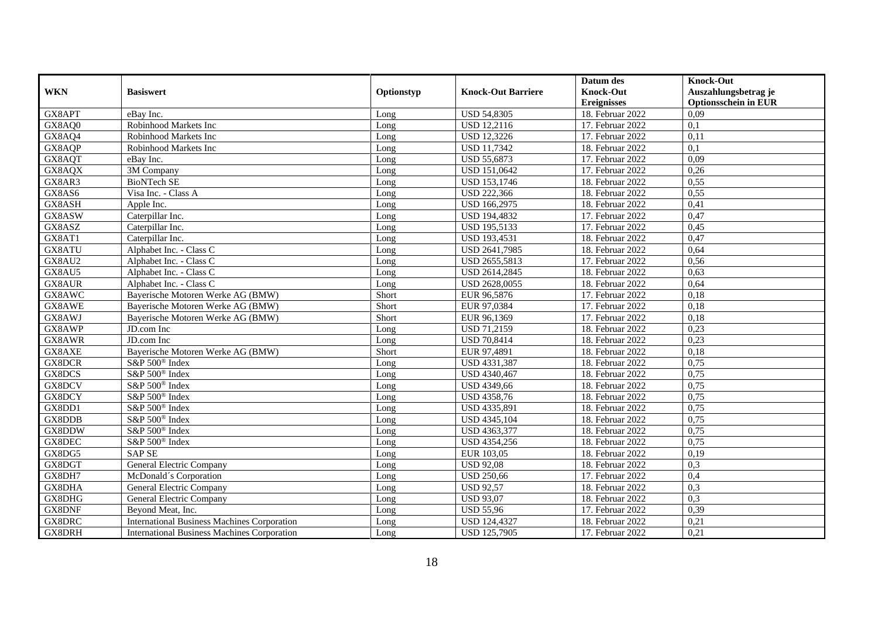| WKN | Basiswert | Optionstyp | Knock-Out Barriere | Datum des Knock-Out Ereignisses | Knock-Out Auszahlungsbetrag je Optionsschein in EUR |
|---|---|---|---|---|---|
| GX8APT | eBay Inc. | Long | USD 54,8305 | 18. Februar 2022 | 0,09 |
| GX8AQ0 | Robinhood Markets Inc | Long | USD 12,2116 | 17. Februar 2022 | 0,1 |
| GX8AQ4 | Robinhood Markets Inc | Long | USD 12,3226 | 17. Februar 2022 | 0,11 |
| GX8AQP | Robinhood Markets Inc | Long | USD 11,7342 | 18. Februar 2022 | 0,1 |
| GX8AQT | eBay Inc. | Long | USD 55,6873 | 17. Februar 2022 | 0,09 |
| GX8AQX | 3M Company | Long | USD 151,0642 | 17. Februar 2022 | 0,26 |
| GX8AR3 | BioNTech SE | Long | USD 153,1746 | 18. Februar 2022 | 0,55 |
| GX8AS6 | Visa Inc. - Class A | Long | USD 222,366 | 18. Februar 2022 | 0,55 |
| GX8ASH | Apple Inc. | Long | USD 166,2975 | 18. Februar 2022 | 0,41 |
| GX8ASW | Caterpillar Inc. | Long | USD 194,4832 | 17. Februar 2022 | 0,47 |
| GX8ASZ | Caterpillar Inc. | Long | USD 195,5133 | 17. Februar 2022 | 0,45 |
| GX8AT1 | Caterpillar Inc. | Long | USD 193,4531 | 18. Februar 2022 | 0,47 |
| GX8ATU | Alphabet Inc. - Class C | Long | USD 2641,7985 | 18. Februar 2022 | 0,64 |
| GX8AU2 | Alphabet Inc. - Class C | Long | USD 2655,5813 | 17. Februar 2022 | 0,56 |
| GX8AU5 | Alphabet Inc. - Class C | Long | USD 2614,2845 | 18. Februar 2022 | 0,63 |
| GX8AUR | Alphabet Inc. - Class C | Long | USD 2628,0055 | 18. Februar 2022 | 0,64 |
| GX8AWC | Bayerische Motoren Werke AG (BMW) | Short | EUR 96,5876 | 17. Februar 2022 | 0,18 |
| GX8AWE | Bayerische Motoren Werke AG (BMW) | Short | EUR 97,0384 | 17. Februar 2022 | 0,18 |
| GX8AWJ | Bayerische Motoren Werke AG (BMW) | Short | EUR 96,1369 | 17. Februar 2022 | 0,18 |
| GX8AWP | JD.com Inc | Long | USD 71,2159 | 18. Februar 2022 | 0,23 |
| GX8AWR | JD.com Inc | Long | USD 70,8414 | 18. Februar 2022 | 0,23 |
| GX8AXE | Bayerische Motoren Werke AG (BMW) | Short | EUR 97,4891 | 18. Februar 2022 | 0,18 |
| GX8DCR | S&P 500® Index | Long | USD 4331,387 | 18. Februar 2022 | 0,75 |
| GX8DCS | S&P 500® Index | Long | USD 4340,467 | 18. Februar 2022 | 0,75 |
| GX8DCV | S&P 500® Index | Long | USD 4349,66 | 18. Februar 2022 | 0,75 |
| GX8DCY | S&P 500® Index | Long | USD 4358,76 | 18. Februar 2022 | 0,75 |
| GX8DD1 | S&P 500® Index | Long | USD 4335,891 | 18. Februar 2022 | 0,75 |
| GX8DDB | S&P 500® Index | Long | USD 4345,104 | 18. Februar 2022 | 0,75 |
| GX8DDW | S&P 500® Index | Long | USD 4363,377 | 18. Februar 2022 | 0,75 |
| GX8DEC | S&P 500® Index | Long | USD 4354,256 | 18. Februar 2022 | 0,75 |
| GX8DG5 | SAP SE | Long | EUR 103,05 | 18. Februar 2022 | 0,19 |
| GX8DGT | General Electric Company | Long | USD 92,08 | 18. Februar 2022 | 0,3 |
| GX8DH7 | McDonald´s Corporation | Long | USD 250,66 | 17. Februar 2022 | 0,4 |
| GX8DHA | General Electric Company | Long | USD 92,57 | 18. Februar 2022 | 0,3 |
| GX8DHG | General Electric Company | Long | USD 93,07 | 18. Februar 2022 | 0,3 |
| GX8DNF | Beyond Meat, Inc. | Long | USD 55,96 | 17. Februar 2022 | 0,39 |
| GX8DRC | International Business Machines Corporation | Long | USD 124,4327 | 18. Februar 2022 | 0,21 |
| GX8DRH | International Business Machines Corporation | Long | USD 125,7905 | 17. Februar 2022 | 0,21 |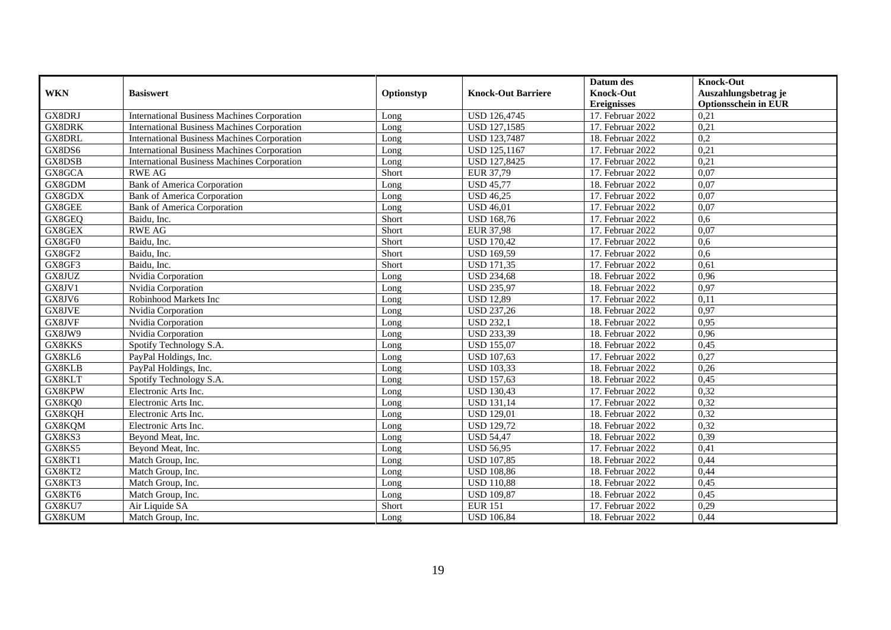| WKN | Basiswert | Optionstyp | Knock-Out Barriere | Datum des Knock-Out Ereignisses | Knock-Out Auszahlungsbetrag je Optionsschein in EUR |
|---|---|---|---|---|---|
| GX8DRJ | International Business Machines Corporation | Long | USD 126,4745 | 17. Februar 2022 | 0,21 |
| GX8DRK | International Business Machines Corporation | Long | USD 127,1585 | 17. Februar 2022 | 0,21 |
| GX8DRL | International Business Machines Corporation | Long | USD 123,7487 | 18. Februar 2022 | 0,2 |
| GX8DS6 | International Business Machines Corporation | Long | USD 125,1167 | 17. Februar 2022 | 0,21 |
| GX8DSB | International Business Machines Corporation | Long | USD 127,8425 | 17. Februar 2022 | 0,21 |
| GX8GCA | RWE AG | Short | EUR 37,79 | 17. Februar 2022 | 0,07 |
| GX8GDM | Bank of America Corporation | Long | USD 45,77 | 18. Februar 2022 | 0,07 |
| GX8GDX | Bank of America Corporation | Long | USD 46,25 | 17. Februar 2022 | 0,07 |
| GX8GEE | Bank of America Corporation | Long | USD 46,01 | 17. Februar 2022 | 0,07 |
| GX8GEQ | Baidu, Inc. | Short | USD 168,76 | 17. Februar 2022 | 0,6 |
| GX8GEX | RWE AG | Short | EUR 37,98 | 17. Februar 2022 | 0,07 |
| GX8GF0 | Baidu, Inc. | Short | USD 170,42 | 17. Februar 2022 | 0,6 |
| GX8GF2 | Baidu, Inc. | Short | USD 169,59 | 17. Februar 2022 | 0,6 |
| GX8GF3 | Baidu, Inc. | Short | USD 171,35 | 17. Februar 2022 | 0,61 |
| GX8JUZ | Nvidia Corporation | Long | USD 234,68 | 18. Februar 2022 | 0,96 |
| GX8JV1 | Nvidia Corporation | Long | USD 235,97 | 18. Februar 2022 | 0,97 |
| GX8JV6 | Robinhood Markets Inc | Long | USD 12,89 | 17. Februar 2022 | 0,11 |
| GX8JVE | Nvidia Corporation | Long | USD 237,26 | 18. Februar 2022 | 0,97 |
| GX8JVF | Nvidia Corporation | Long | USD 232,1 | 18. Februar 2022 | 0,95 |
| GX8JW9 | Nvidia Corporation | Long | USD 233,39 | 18. Februar 2022 | 0,96 |
| GX8KKS | Spotify Technology S.A. | Long | USD 155,07 | 18. Februar 2022 | 0,45 |
| GX8KL6 | PayPal Holdings, Inc. | Long | USD 107,63 | 17. Februar 2022 | 0,27 |
| GX8KLB | PayPal Holdings, Inc. | Long | USD 103,33 | 18. Februar 2022 | 0,26 |
| GX8KLT | Spotify Technology S.A. | Long | USD 157,63 | 18. Februar 2022 | 0,45 |
| GX8KPW | Electronic Arts Inc. | Long | USD 130,43 | 17. Februar 2022 | 0,32 |
| GX8KQ0 | Electronic Arts Inc. | Long | USD 131,14 | 17. Februar 2022 | 0,32 |
| GX8KQH | Electronic Arts Inc. | Long | USD 129,01 | 18. Februar 2022 | 0,32 |
| GX8KQM | Electronic Arts Inc. | Long | USD 129,72 | 18. Februar 2022 | 0,32 |
| GX8KS3 | Beyond Meat, Inc. | Long | USD 54,47 | 18. Februar 2022 | 0,39 |
| GX8KS5 | Beyond Meat, Inc. | Long | USD 56,95 | 17. Februar 2022 | 0,41 |
| GX8KT1 | Match Group, Inc. | Long | USD 107,85 | 18. Februar 2022 | 0,44 |
| GX8KT2 | Match Group, Inc. | Long | USD 108,86 | 18. Februar 2022 | 0,44 |
| GX8KT3 | Match Group, Inc. | Long | USD 110,88 | 18. Februar 2022 | 0,45 |
| GX8KT6 | Match Group, Inc. | Long | USD 109,87 | 18. Februar 2022 | 0,45 |
| GX8KU7 | Air Liquide SA | Short | EUR 151 | 17. Februar 2022 | 0,29 |
| GX8KUM | Match Group, Inc. | Long | USD 106,84 | 18. Februar 2022 | 0,44 |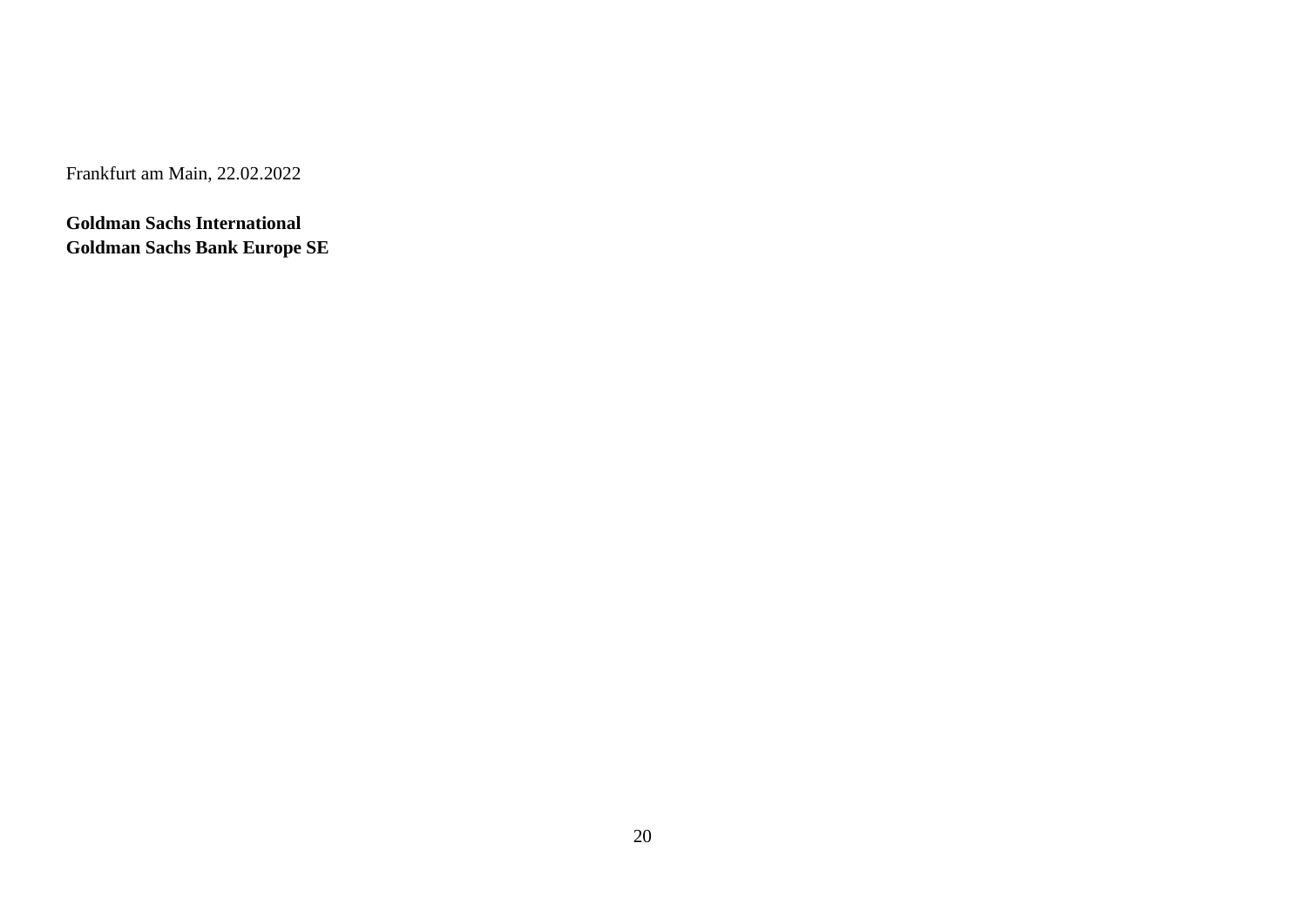Frankfurt am Main, 22.02.2022

**Goldman Sachs International**
**Goldman Sachs Bank Europe SE**